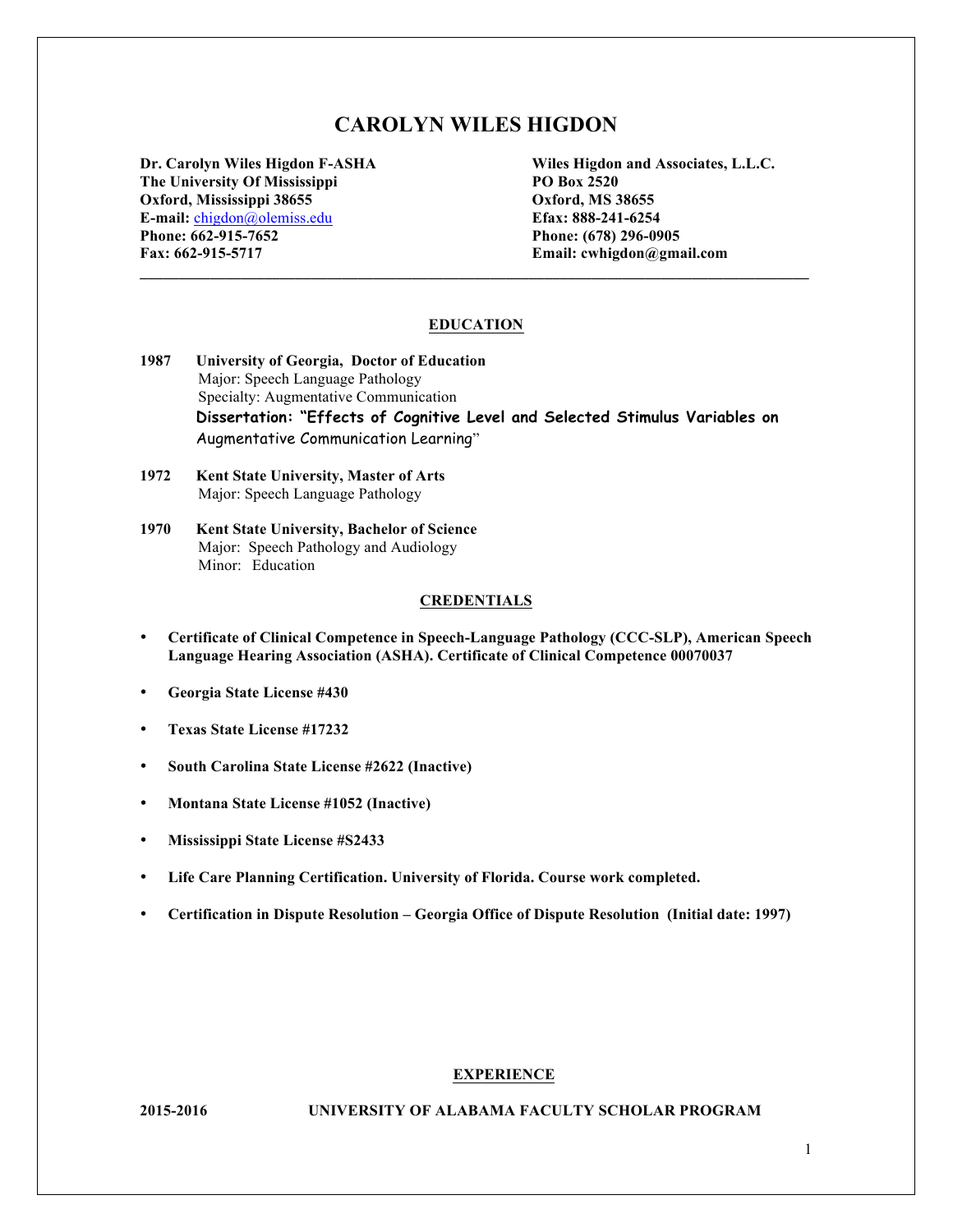# CAROLYN WILES HIGDON

**Dr. Carolyn Wiles Higdon F-ASHA**
**The University Of Mississippi**
**Oxford, Mississippi 38655**
**E-mail:** chigdon@olemiss.edu
**Phone: 662-915-7652**
**Fax: 662-915-5717**

**Wiles Higdon and Associates, L.L.C.**
**PO Box 2520**
**Oxford, MS 38655**
**Efax: 888-241-6254**
**Phone: (678) 296-0905**
**Email: cwhigdon@gmail.com**

---

## EDUCATION

**1987 University of Georgia, Doctor of Education**
Major: Speech Language Pathology
Specialty: Augmentative Communication
**Dissertation: "Effects of Cognitive Level and Selected Stimulus Variables on** Augmentative Communication Learning"

**1972 Kent State University, Master of Arts**
Major: Speech Language Pathology

**1970 Kent State University, Bachelor of Science**
Major: Speech Pathology and Audiology
Minor: Education

## CREDENTIALS

- **Certificate of Clinical Competence in Speech-Language Pathology (CCC-SLP), American Speech Language Hearing Association (ASHA). Certificate of Clinical Competence 00070037**
- **Georgia State License #430**
- **Texas State License #17232**
- **South Carolina State License #2622 (Inactive)**
- **Montana State License #1052 (Inactive)**
- **Mississippi State License #S2433**
- **Life Care Planning Certification. University of Florida. Course work completed.**
- **Certification in Dispute Resolution – Georgia Office of Dispute Resolution (Initial date: 1997)**

## EXPERIENCE

**2015-2016 UNIVERSITY OF ALABAMA FACULTY SCHOLAR PROGRAM**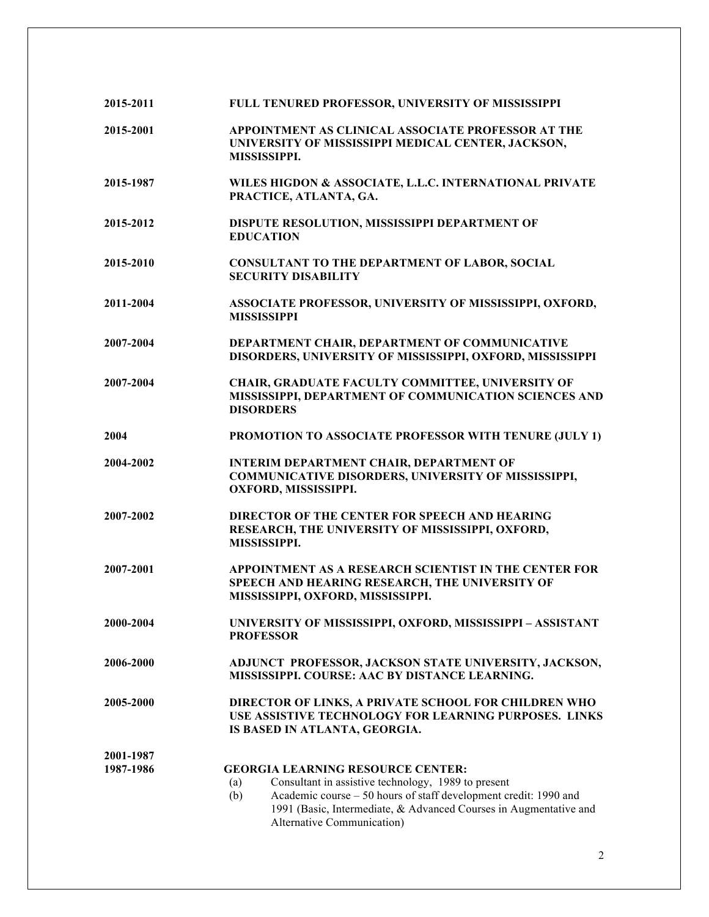**2015-2011** **FULL TENURED PROFESSOR, UNIVERSITY OF MISSISSIPPI**

**2015-2001** **APPOINTMENT AS CLINICAL ASSOCIATE PROFESSOR AT THE UNIVERSITY OF MISSISSIPPI MEDICAL CENTER, JACKSON, MISSISSIPPI.**

**2015-1987** **WILES HIGDON & ASSOCIATE, L.L.C. INTERNATIONAL PRIVATE PRACTICE, ATLANTA, GA.**

**2015-2012** **DISPUTE RESOLUTION, MISSISSIPPI DEPARTMENT OF EDUCATION**

**2015-2010** **CONSULTANT TO THE DEPARTMENT OF LABOR, SOCIAL SECURITY DISABILITY**

**2011-2004** **ASSOCIATE PROFESSOR, UNIVERSITY OF MISSISSIPPI, OXFORD, MISSISSIPPI**

**2007-2004** **DEPARTMENT CHAIR, DEPARTMENT OF COMMUNICATIVE DISORDERS, UNIVERSITY OF MISSISSIPPI, OXFORD, MISSISSIPPI**

**2007-2004** **CHAIR, GRADUATE FACULTY COMMITTEE, UNIVERSITY OF MISSISSIPPI, DEPARTMENT OF COMMUNICATION SCIENCES AND DISORDERS**

**2004** **PROMOTION TO ASSOCIATE PROFESSOR WITH TENURE (JULY 1)**

**2004-2002** **INTERIM DEPARTMENT CHAIR, DEPARTMENT OF COMMUNICATIVE DISORDERS, UNIVERSITY OF MISSISSIPPI, OXFORD, MISSISSIPPI.**

**2007-2002** **DIRECTOR OF THE CENTER FOR SPEECH AND HEARING RESEARCH, THE UNIVERSITY OF MISSISSIPPI, OXFORD, MISSISSIPPI.**

**2007-2001** **APPOINTMENT AS A RESEARCH SCIENTIST IN THE CENTER FOR SPEECH AND HEARING RESEARCH, THE UNIVERSITY OF MISSISSIPPI, OXFORD, MISSISSIPPI.**

**2000-2004** **UNIVERSITY OF MISSISSIPPI, OXFORD, MISSISSIPPI – ASSISTANT PROFESSOR**

**2006-2000** **ADJUNCT PROFESSOR, JACKSON STATE UNIVERSITY, JACKSON, MISSISSIPPI. COURSE: AAC BY DISTANCE LEARNING.**

**2005-2000** **DIRECTOR OF LINKS, A PRIVATE SCHOOL FOR CHILDREN WHO USE ASSISTIVE TECHNOLOGY FOR LEARNING PURPOSES. LINKS IS BASED IN ATLANTA, GEORGIA.**

**2001-1987**
**1987-1986** **GEORGIA LEARNING RESOURCE CENTER:**

(a) Consultant in assistive technology, 1989 to present
(b) Academic course – 50 hours of staff development credit: 1990 and 1991 (Basic, Intermediate, & Advanced Courses in Augmentative and Alternative Communication)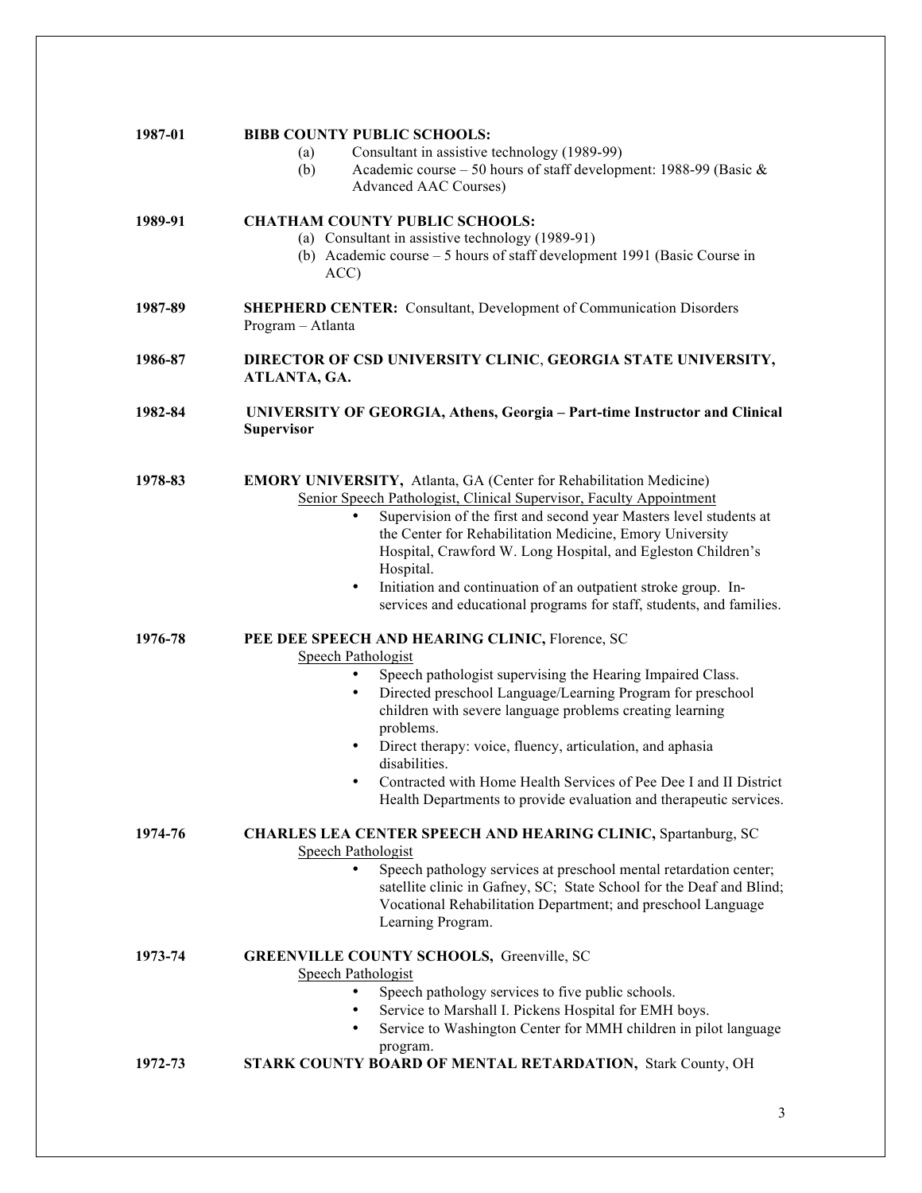**1987-01** **BIBB COUNTY PUBLIC SCHOOLS:**

- (a) Consultant in assistive technology (1989-99)
- (b) Academic course – 50 hours of staff development: 1988-99 (Basic & Advanced AAC Courses)

**1989-91** **CHATHAM COUNTY PUBLIC SCHOOLS:**

- (a) Consultant in assistive technology (1989-91)
- (b) Academic course – 5 hours of staff development 1991 (Basic Course in ACC)

**1987-89** **SHEPHERD CENTER:** Consultant, Development of Communication Disorders Program – Atlanta

**1986-87** **DIRECTOR OF CSD UNIVERSITY CLINIC**, **GEORGIA STATE UNIVERSITY, ATLANTA, GA.**

**1982-84** **UNIVERSITY OF GEORGIA, Athens, Georgia – Part-time Instructor and Clinical Supervisor**

**1978-83** **EMORY UNIVERSITY,** Atlanta, GA (Center for Rehabilitation Medicine)

<u>Senior Speech Pathologist, Clinical Supervisor, Faculty Appointment</u>

- Supervision of the first and second year Masters level students at the Center for Rehabilitation Medicine, Emory University Hospital, Crawford W. Long Hospital, and Egleston Children's Hospital.
- Initiation and continuation of an outpatient stroke group. In-services and educational programs for staff, students, and families.

**1976-78** **PEE DEE SPEECH AND HEARING CLINIC,** Florence, SC

<u>Speech Pathologist</u>

- Speech pathologist supervising the Hearing Impaired Class.
- Directed preschool Language/Learning Program for preschool children with severe language problems creating learning problems.
- Direct therapy: voice, fluency, articulation, and aphasia disabilities.
- Contracted with Home Health Services of Pee Dee I and II District Health Departments to provide evaluation and therapeutic services.

**1974-76** **CHARLES LEA CENTER SPEECH AND HEARING CLINIC,** Spartanburg, SC

<u>Speech Pathologist</u>

- Speech pathology services at preschool mental retardation center; satellite clinic in Gafney, SC; State School for the Deaf and Blind; Vocational Rehabilitation Department; and preschool Language Learning Program.

**1973-74** **GREENVILLE COUNTY SCHOOLS,** Greenville, SC

<u>Speech Pathologist</u>

- Speech pathology services to five public schools.
- Service to Marshall I. Pickens Hospital for EMH boys.
- Service to Washington Center for MMH children in pilot language program.

**1972-73** **STARK COUNTY BOARD OF MENTAL RETARDATION,** Stark County, OH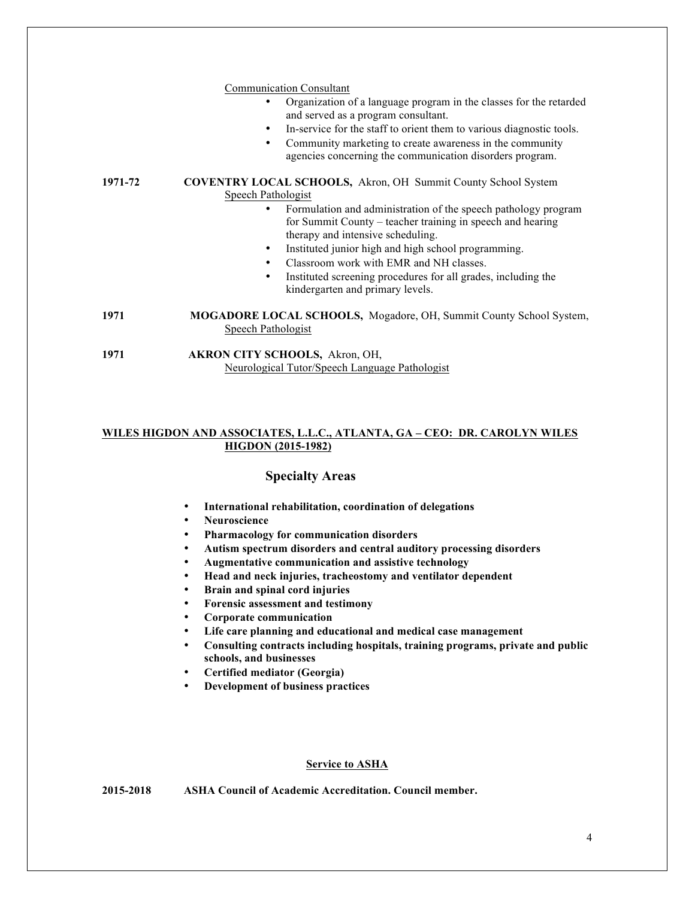Communication Consultant

- Organization of a language program in the classes for the retarded and served as a program consultant.
- In-service for the staff to orient them to various diagnostic tools.
- Community marketing to create awareness in the community agencies concerning the communication disorders program.

**1971-72** **COVENTRY LOCAL SCHOOLS,** Akron, OH Summit County School System
Speech Pathologist

- Formulation and administration of the speech pathology program for Summit County – teacher training in speech and hearing therapy and intensive scheduling.
- Instituted junior high and high school programming.
- Classroom work with EMR and NH classes.
- Instituted screening procedures for all grades, including the kindergarten and primary levels.

**1971** **MOGADORE LOCAL SCHOOLS,** Mogadore, OH, Summit County School System,
Speech Pathologist

**1971** **AKRON CITY SCHOOLS,** Akron, OH,
Neurological Tutor/Speech Language Pathologist

**WILES HIGDON AND ASSOCIATES, L.L.C., ATLANTA, GA – CEO: DR. CAROLYN WILES HIGDON (2015-1982)**

## Specialty Areas

- **International rehabilitation, coordination of delegations**
- **Neuroscience**
- **Pharmacology for communication disorders**
- **Autism spectrum disorders and central auditory processing disorders**
- **Augmentative communication and assistive technology**
- **Head and neck injuries, tracheostomy and ventilator dependent**
- **Brain and spinal cord injuries**
- **Forensic assessment and testimony**
- **Corporate communication**
- **Life care planning and educational and medical case management**
- **Consulting contracts including hospitals, training programs, private and public schools, and businesses**
- **Certified mediator (Georgia)**
- **Development of business practices**

## Service to ASHA

**2015-2018** **ASHA Council of Academic Accreditation. Council member.**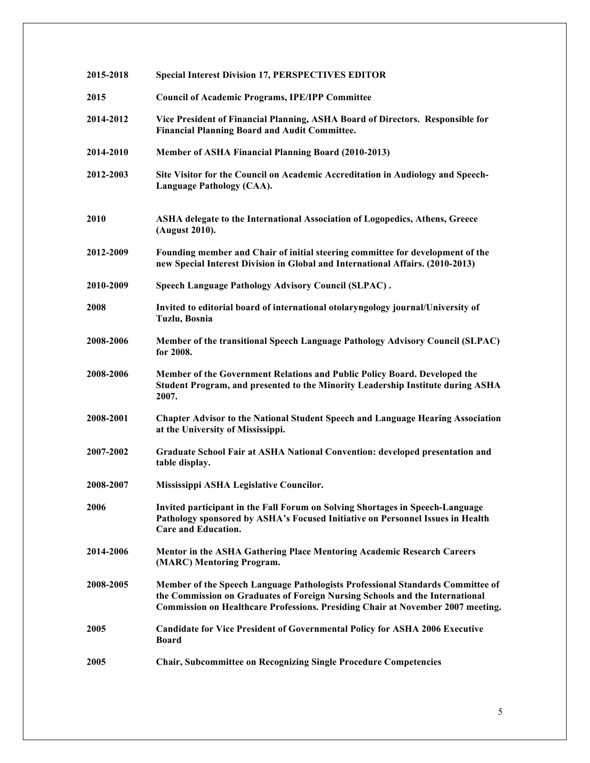**2015-2018** **Special Interest Division 17, PERSPECTIVES EDITOR**

**2015** **Council of Academic Programs, IPE/IPP Committee**

**2014-2012** **Vice President of Financial Planning, ASHA Board of Directors. Responsible for Financial Planning Board and Audit Committee.**

**2014-2010** **Member of ASHA Financial Planning Board (2010-2013)**

**2012-2003** **Site Visitor for the Council on Academic Accreditation in Audiology and Speech-Language Pathology (CAA).**

**2010** **ASHA delegate to the International Association of Logopedics, Athens, Greece (August 2010).**

**2012-2009** **Founding member and Chair of initial steering committee for development of the new Special Interest Division in Global and International Affairs. (2010-2013)**

**2010-2009** **Speech Language Pathology Advisory Council (SLPAC) .**

**2008** **Invited to editorial board of international otolaryngology journal/University of Tuzlu, Bosnia**

**2008-2006** **Member of the transitional Speech Language Pathology Advisory Council (SLPAC) for 2008.**

**2008-2006** **Member of the Government Relations and Public Policy Board. Developed the Student Program, and presented to the Minority Leadership Institute during ASHA 2007.**

**2008-2001** **Chapter Advisor to the National Student Speech and Language Hearing Association at the University of Mississippi.**

**2007-2002** **Graduate School Fair at ASHA National Convention: developed presentation and table display.**

**2008-2007** **Mississippi ASHA Legislative Councilor.**

**2006** **Invited participant in the Fall Forum on Solving Shortages in Speech-Language Pathology sponsored by ASHA's Focused Initiative on Personnel Issues in Health Care and Education.**

**2014-2006** **Mentor in the ASHA Gathering Place Mentoring Academic Research Careers (MARC) Mentoring Program.**

**2008-2005** **Member of the Speech Language Pathologists Professional Standards Committee of the Commission on Graduates of Foreign Nursing Schools and the International Commission on Healthcare Professions. Presiding Chair at November 2007 meeting.**

**2005** **Candidate for Vice President of Governmental Policy for ASHA 2006 Executive Board**

**2005** **Chair, Subcommittee on Recognizing Single Procedure Competencies**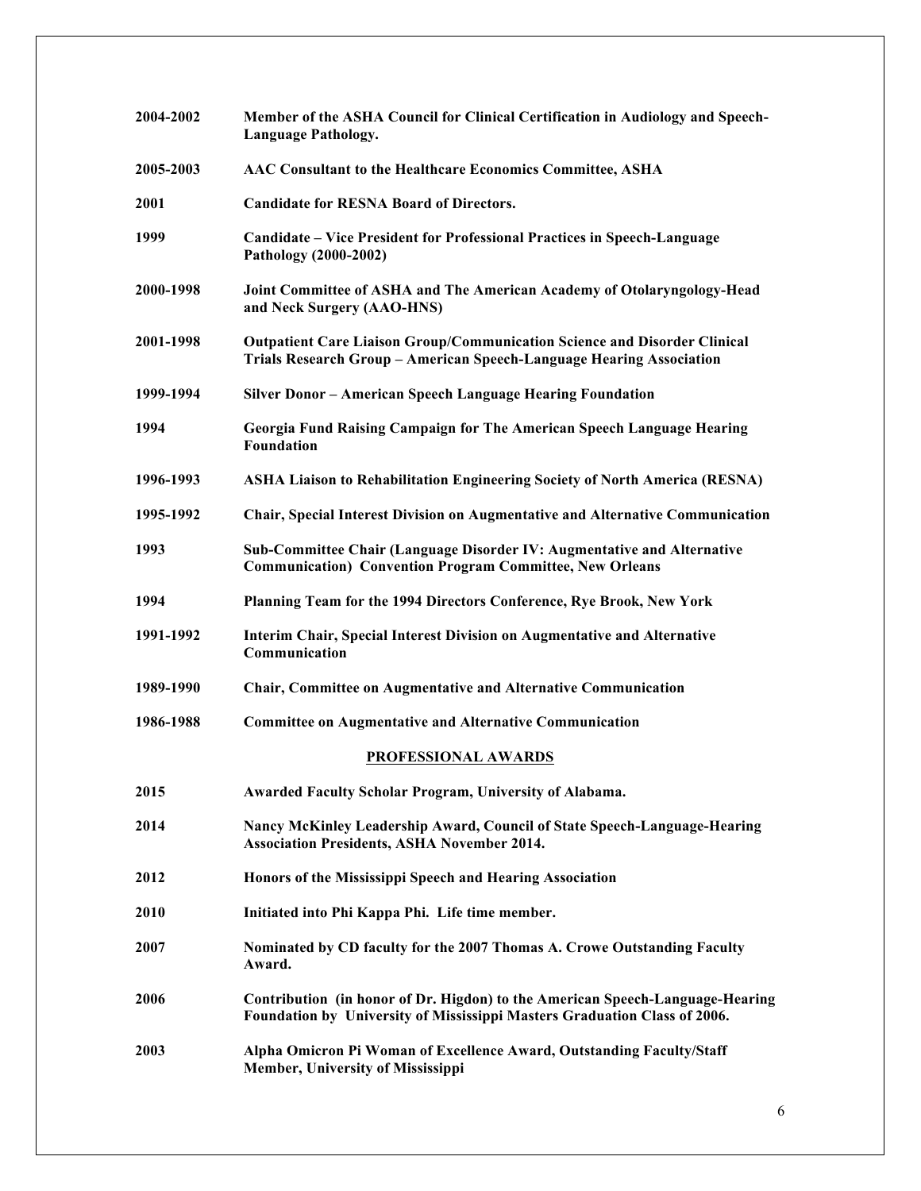**2004-2002** **Member of the ASHA Council for Clinical Certification in Audiology and Speech-Language Pathology.**

**2005-2003** **AAC Consultant to the Healthcare Economics Committee, ASHA**

**2001** **Candidate for RESNA Board of Directors.**

**1999** **Candidate – Vice President for Professional Practices in Speech-Language Pathology (2000-2002)**

**2000-1998** **Joint Committee of ASHA and The American Academy of Otolaryngology-Head and Neck Surgery (AAO-HNS)**

**2001-1998** **Outpatient Care Liaison Group/Communication Science and Disorder Clinical Trials Research Group – American Speech-Language Hearing Association**

**1999-1994** **Silver Donor – American Speech Language Hearing Foundation**

**1994** **Georgia Fund Raising Campaign for The American Speech Language Hearing Foundation**

**1996-1993** **ASHA Liaison to Rehabilitation Engineering Society of North America (RESNA)**

**1995-1992** **Chair, Special Interest Division on Augmentative and Alternative Communication**

**1993** **Sub-Committee Chair (Language Disorder IV: Augmentative and Alternative Communication) Convention Program Committee, New Orleans**

**1994** **Planning Team for the 1994 Directors Conference, Rye Brook, New York**

**1991-1992** **Interim Chair, Special Interest Division on Augmentative and Alternative Communication**

**1989-1990** **Chair, Committee on Augmentative and Alternative Communication**

**1986-1988** **Committee on Augmentative and Alternative Communication**

## PROFESSIONAL AWARDS

**2015** **Awarded Faculty Scholar Program, University of Alabama.**

**2014** **Nancy McKinley Leadership Award, Council of State Speech-Language-Hearing Association Presidents, ASHA November 2014.**

**2012** **Honors of the Mississippi Speech and Hearing Association**

**2010** **Initiated into Phi Kappa Phi. Life time member.**

**2007** **Nominated by CD faculty for the 2007 Thomas A. Crowe Outstanding Faculty Award.**

**2006** **Contribution (in honor of Dr. Higdon) to the American Speech-Language-Hearing Foundation by University of Mississippi Masters Graduation Class of 2006.**

**2003** **Alpha Omicron Pi Woman of Excellence Award, Outstanding Faculty/Staff Member, University of Mississippi**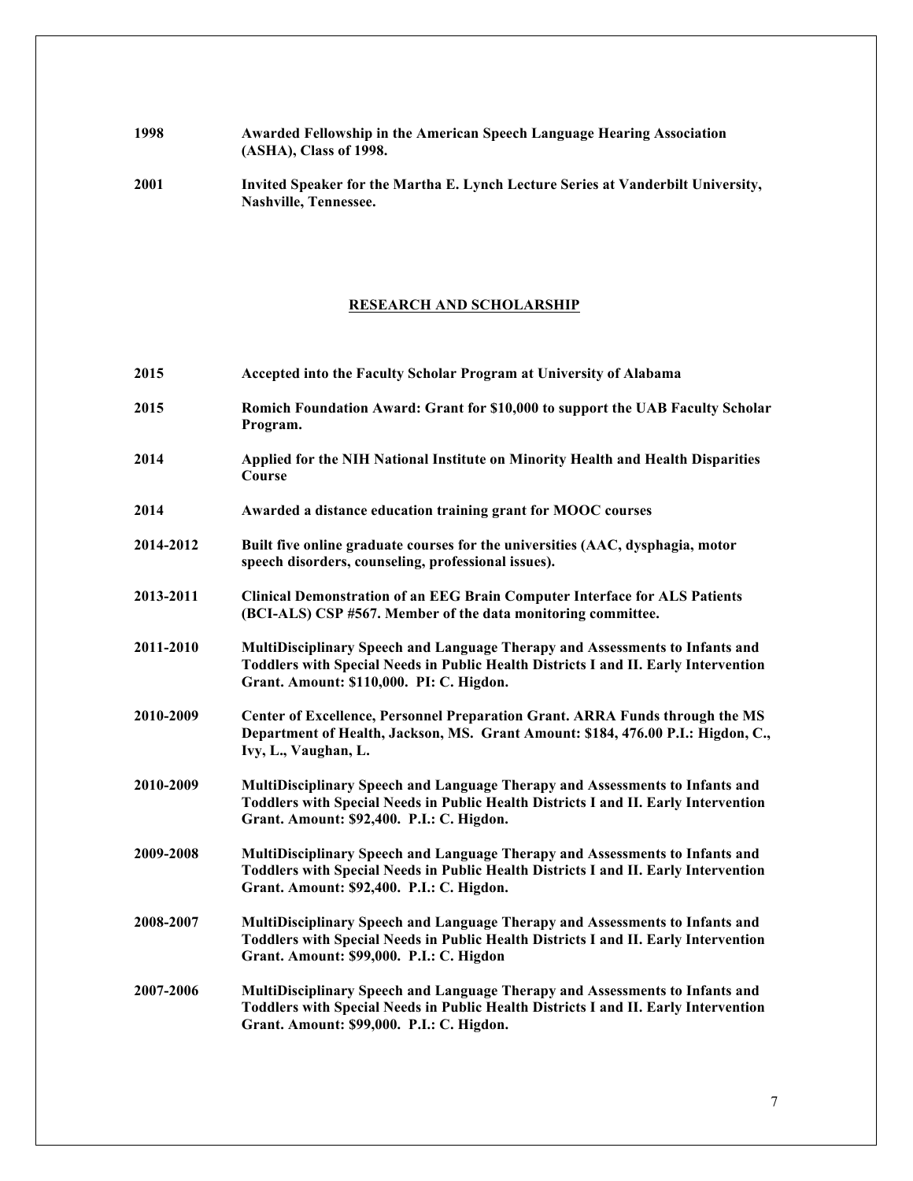**1998** **Awarded Fellowship in the American Speech Language Hearing Association (ASHA), Class of 1998.**

**2001** **Invited Speaker for the Martha E. Lynch Lecture Series at Vanderbilt University, Nashville, Tennessee.**

## RESEARCH AND SCHOLARSHIP

**2015** **Accepted into the Faculty Scholar Program at University of Alabama**

**2015** **Romich Foundation Award: Grant for $10,000 to support the UAB Faculty Scholar Program.**

**2014** **Applied for the NIH National Institute on Minority Health and Health Disparities Course**

**2014** **Awarded a distance education training grant for MOOC courses**

**2014-2012** **Built five online graduate courses for the universities (AAC, dysphagia, motor speech disorders, counseling, professional issues).**

**2013-2011** **Clinical Demonstration of an EEG Brain Computer Interface for ALS Patients (BCI-ALS) CSP #567. Member of the data monitoring committee.**

**2011-2010** **MultiDisciplinary Speech and Language Therapy and Assessments to Infants and Toddlers with Special Needs in Public Health Districts I and II. Early Intervention Grant. Amount: $110,000. PI: C. Higdon.**

**2010-2009** **Center of Excellence, Personnel Preparation Grant. ARRA Funds through the MS Department of Health, Jackson, MS. Grant Amount: $184, 476.00 P.I.: Higdon, C., Ivy, L., Vaughan, L.**

**2010-2009** **MultiDisciplinary Speech and Language Therapy and Assessments to Infants and Toddlers with Special Needs in Public Health Districts I and II. Early Intervention Grant. Amount: $92,400. P.I.: C. Higdon.**

**2009-2008** **MultiDisciplinary Speech and Language Therapy and Assessments to Infants and Toddlers with Special Needs in Public Health Districts I and II. Early Intervention Grant. Amount: $92,400. P.I.: C. Higdon.**

**2008-2007** **MultiDisciplinary Speech and Language Therapy and Assessments to Infants and Toddlers with Special Needs in Public Health Districts I and II. Early Intervention Grant. Amount: $99,000. P.I.: C. Higdon**

**2007-2006** **MultiDisciplinary Speech and Language Therapy and Assessments to Infants and Toddlers with Special Needs in Public Health Districts I and II. Early Intervention Grant. Amount: $99,000. P.I.: C. Higdon.**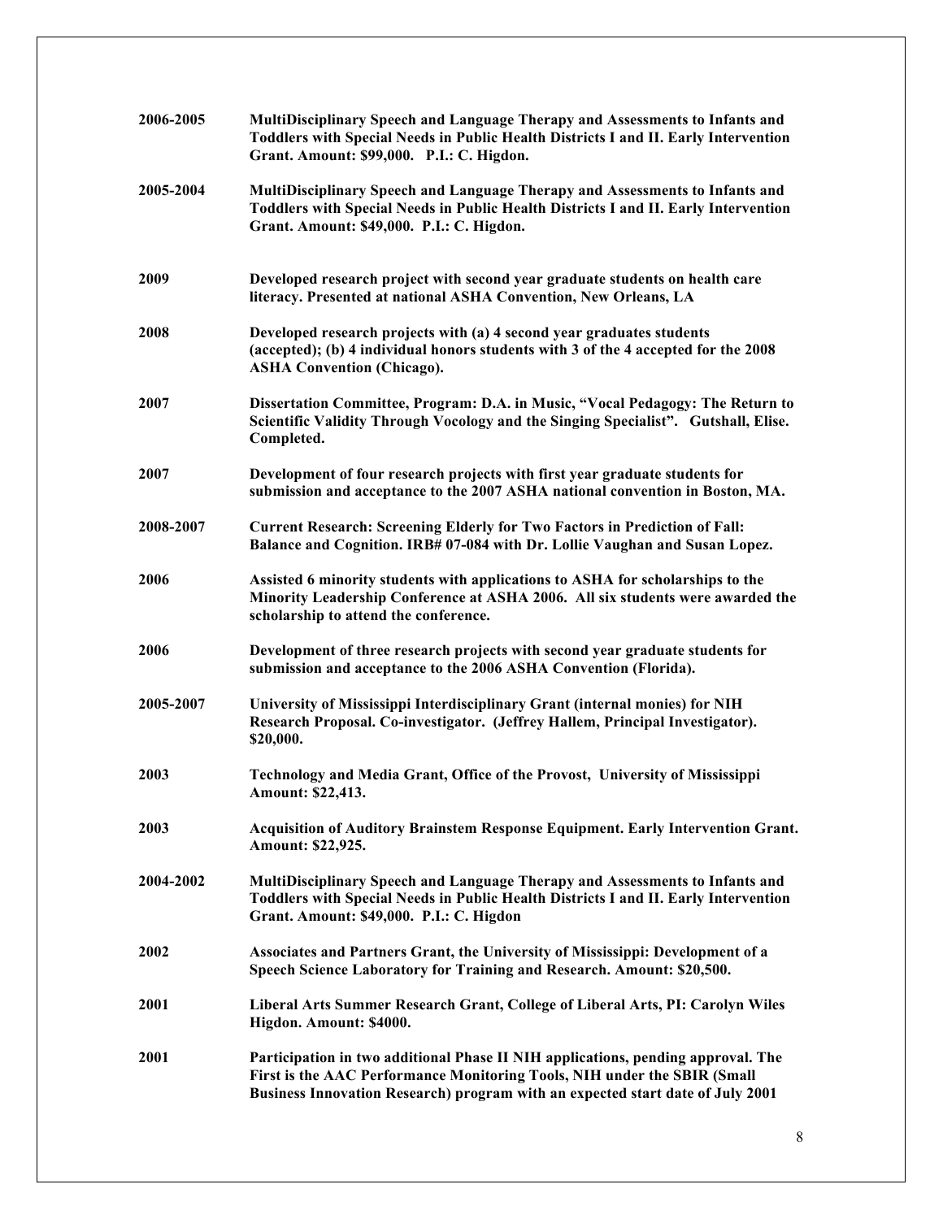**2006-2005** **MultiDisciplinary Speech and Language Therapy and Assessments to Infants and Toddlers with Special Needs in Public Health Districts I and II. Early Intervention Grant. Amount: $99,000. P.I.: C. Higdon.**

**2005-2004** **MultiDisciplinary Speech and Language Therapy and Assessments to Infants and Toddlers with Special Needs in Public Health Districts I and II. Early Intervention Grant. Amount: $49,000. P.I.: C. Higdon.**

**2009** **Developed research project with second year graduate students on health care literacy. Presented at national ASHA Convention, New Orleans, LA**

**2008** **Developed research projects with (a) 4 second year graduates students (accepted); (b) 4 individual honors students with 3 of the 4 accepted for the 2008 ASHA Convention (Chicago).**

**2007** **Dissertation Committee, Program: D.A. in Music, "Vocal Pedagogy: The Return to Scientific Validity Through Vocology and the Singing Specialist". Gutshall, Elise. Completed.**

**2007** **Development of four research projects with first year graduate students for submission and acceptance to the 2007 ASHA national convention in Boston, MA.**

**2008-2007** **Current Research: Screening Elderly for Two Factors in Prediction of Fall: Balance and Cognition. IRB# 07-084 with Dr. Lollie Vaughan and Susan Lopez.**

**2006** **Assisted 6 minority students with applications to ASHA for scholarships to the Minority Leadership Conference at ASHA 2006. All six students were awarded the scholarship to attend the conference.**

**2006** **Development of three research projects with second year graduate students for submission and acceptance to the 2006 ASHA Convention (Florida).**

**2005-2007** **University of Mississippi Interdisciplinary Grant (internal monies) for NIH Research Proposal. Co-investigator. (Jeffrey Hallem, Principal Investigator). $20,000.**

**2003** **Technology and Media Grant, Office of the Provost, University of Mississippi Amount: $22,413.**

**2003** **Acquisition of Auditory Brainstem Response Equipment. Early Intervention Grant. Amount: $22,925.**

**2004-2002** **MultiDisciplinary Speech and Language Therapy and Assessments to Infants and Toddlers with Special Needs in Public Health Districts I and II. Early Intervention Grant. Amount: $49,000. P.I.: C. Higdon**

**2002** **Associates and Partners Grant, the University of Mississippi: Development of a Speech Science Laboratory for Training and Research. Amount: $20,500.**

**2001** **Liberal Arts Summer Research Grant, College of Liberal Arts, PI: Carolyn Wiles Higdon. Amount: $4000.**

**2001** **Participation in two additional Phase II NIH applications, pending approval. The First is the AAC Performance Monitoring Tools, NIH under the SBIR (Small Business Innovation Research) program with an expected start date of July 2001**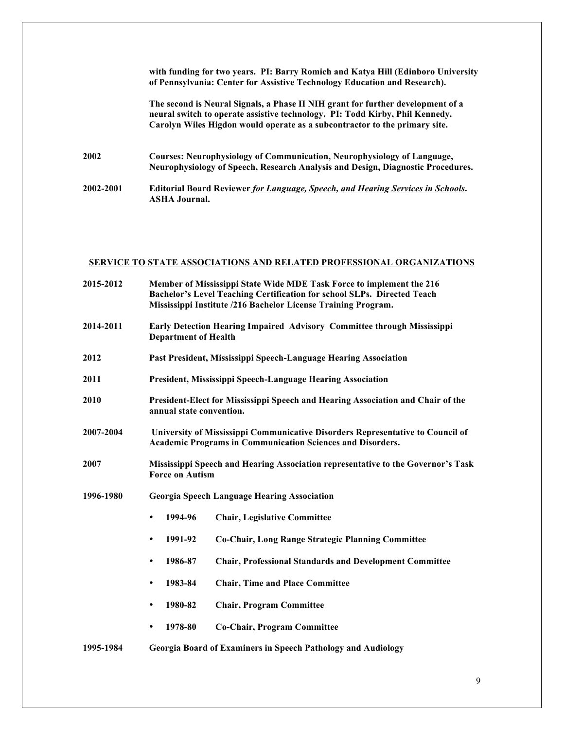**with funding for two years. PI: Barry Romich and Katya Hill (Edinboro University of Pennsylvania: Center for Assistive Technology Education and Research).**

**The second is Neural Signals, a Phase II NIH grant for further development of a neural switch to operate assistive technology. PI: Todd Kirby, Phil Kennedy. Carolyn Wiles Higdon would operate as a subcontractor to the primary site.**

**2002** **Courses: Neurophysiology of Communication, Neurophysiology of Language, Neurophysiology of Speech, Research Analysis and Design, Diagnostic Procedures.**

**2002-2001** **Editorial Board Reviewer *for Language, Speech, and Hearing Services in Schools*. ASHA Journal.**

## SERVICE TO STATE ASSOCIATIONS AND RELATED PROFESSIONAL ORGANIZATIONS

**2015-2012** **Member of Mississippi State Wide MDE Task Force to implement the 216 Bachelor's Level Teaching Certification for school SLPs. Directed Teach Mississippi Institute /216 Bachelor License Training Program.**

**2014-2011** **Early Detection Hearing Impaired Advisory Committee through Mississippi Department of Health**

**2012** **Past President, Mississippi Speech-Language Hearing Association**

**2011** **President, Mississippi Speech-Language Hearing Association**

**2010** **President-Elect for Mississippi Speech and Hearing Association and Chair of the annual state convention.**

**2007-2004** **University of Mississippi Communicative Disorders Representative to Council of Academic Programs in Communication Sciences and Disorders.**

**2007** **Mississippi Speech and Hearing Association representative to the Governor's Task Force on Autism**

**1996-1980** **Georgia Speech Language Hearing Association**

- **1994-96** **Chair, Legislative Committee**
- **1991-92** **Co-Chair, Long Range Strategic Planning Committee**
- **1986-87** **Chair, Professional Standards and Development Committee**
- **1983-84** **Chair, Time and Place Committee**
- **1980-82** **Chair, Program Committee**
- **1978-80** **Co-Chair, Program Committee**

**1995-1984** **Georgia Board of Examiners in Speech Pathology and Audiology**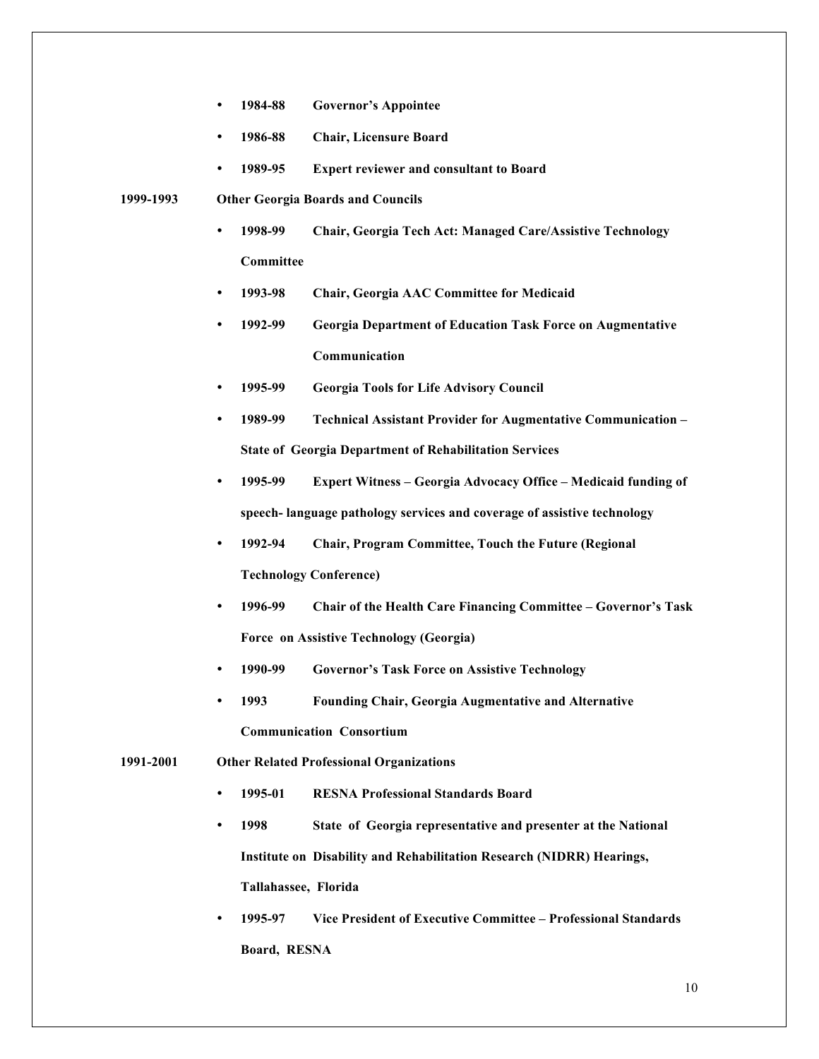- **1984-88 Governor's Appointee**
- **1986-88 Chair, Licensure Board**
- **1989-95 Expert reviewer and consultant to Board**

**1999-1993 Other Georgia Boards and Councils**

- **1998-99 Chair, Georgia Tech Act: Managed Care/Assistive Technology Committee**
- **1993-98 Chair, Georgia AAC Committee for Medicaid**
- **1992-99 Georgia Department of Education Task Force on Augmentative Communication**
- **1995-99 Georgia Tools for Life Advisory Council**
- **1989-99 Technical Assistant Provider for Augmentative Communication – State of Georgia Department of Rehabilitation Services**
- **1995-99 Expert Witness – Georgia Advocacy Office – Medicaid funding of speech- language pathology services and coverage of assistive technology**
- **1992-94 Chair, Program Committee, Touch the Future (Regional Technology Conference)**
- **1996-99 Chair of the Health Care Financing Committee – Governor's Task Force on Assistive Technology (Georgia)**
- **1990-99 Governor's Task Force on Assistive Technology**
- **1993 Founding Chair, Georgia Augmentative and Alternative Communication Consortium**

**1991-2001 Other Related Professional Organizations**

- **1995-01 RESNA Professional Standards Board**
- **1998 State of Georgia representative and presenter at the National Institute on Disability and Rehabilitation Research (NIDRR) Hearings, Tallahassee, Florida**
- **1995-97 Vice President of Executive Committee – Professional Standards Board, RESNA**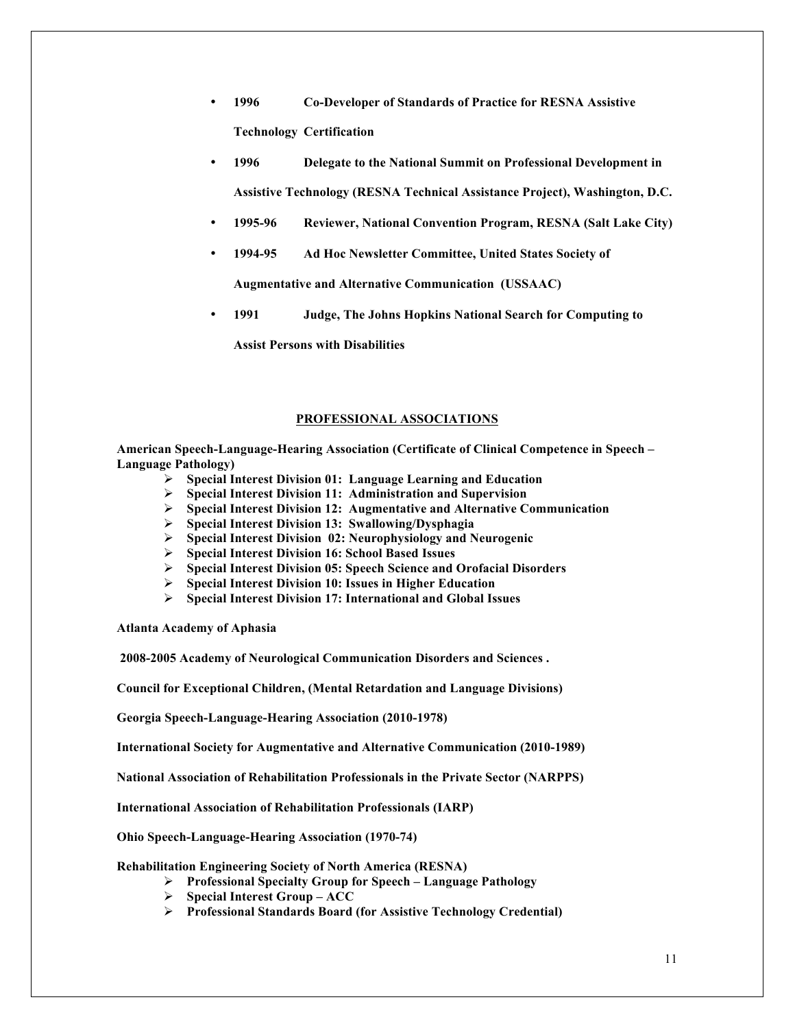- **1996 Co-Developer of Standards of Practice for RESNA Assistive Technology Certification**
- **1996 Delegate to the National Summit on Professional Development in Assistive Technology (RESNA Technical Assistance Project), Washington, D.C.**
- **1995-96 Reviewer, National Convention Program, RESNA (Salt Lake City)**
- **1994-95 Ad Hoc Newsletter Committee, United States Society of Augmentative and Alternative Communication (USSAAC)**
- **1991 Judge, The Johns Hopkins National Search for Computing to Assist Persons with Disabilities**

## PROFESSIONAL ASSOCIATIONS

**American Speech-Language-Hearing Association (Certificate of Clinical Competence in Speech – Language Pathology)**

- **Special Interest Division 01: Language Learning and Education**
- **Special Interest Division 11: Administration and Supervision**
- **Special Interest Division 12: Augmentative and Alternative Communication**
- **Special Interest Division 13: Swallowing/Dysphagia**
- **Special Interest Division 02: Neurophysiology and Neurogenic**
- **Special Interest Division 16: School Based Issues**
- **Special Interest Division 05: Speech Science and Orofacial Disorders**
- **Special Interest Division 10: Issues in Higher Education**
- **Special Interest Division 17: International and Global Issues**

**Atlanta Academy of Aphasia**

**2008-2005 Academy of Neurological Communication Disorders and Sciences .**

**Council for Exceptional Children, (Mental Retardation and Language Divisions)**

**Georgia Speech-Language-Hearing Association (2010-1978)**

**International Society for Augmentative and Alternative Communication (2010-1989)**

**National Association of Rehabilitation Professionals in the Private Sector (NARPPS)**

**International Association of Rehabilitation Professionals (IARP)**

**Ohio Speech-Language-Hearing Association (1970-74)**

**Rehabilitation Engineering Society of North America (RESNA)**

- **Professional Specialty Group for Speech – Language Pathology**
- **Special Interest Group – ACC**
- **Professional Standards Board (for Assistive Technology Credential)**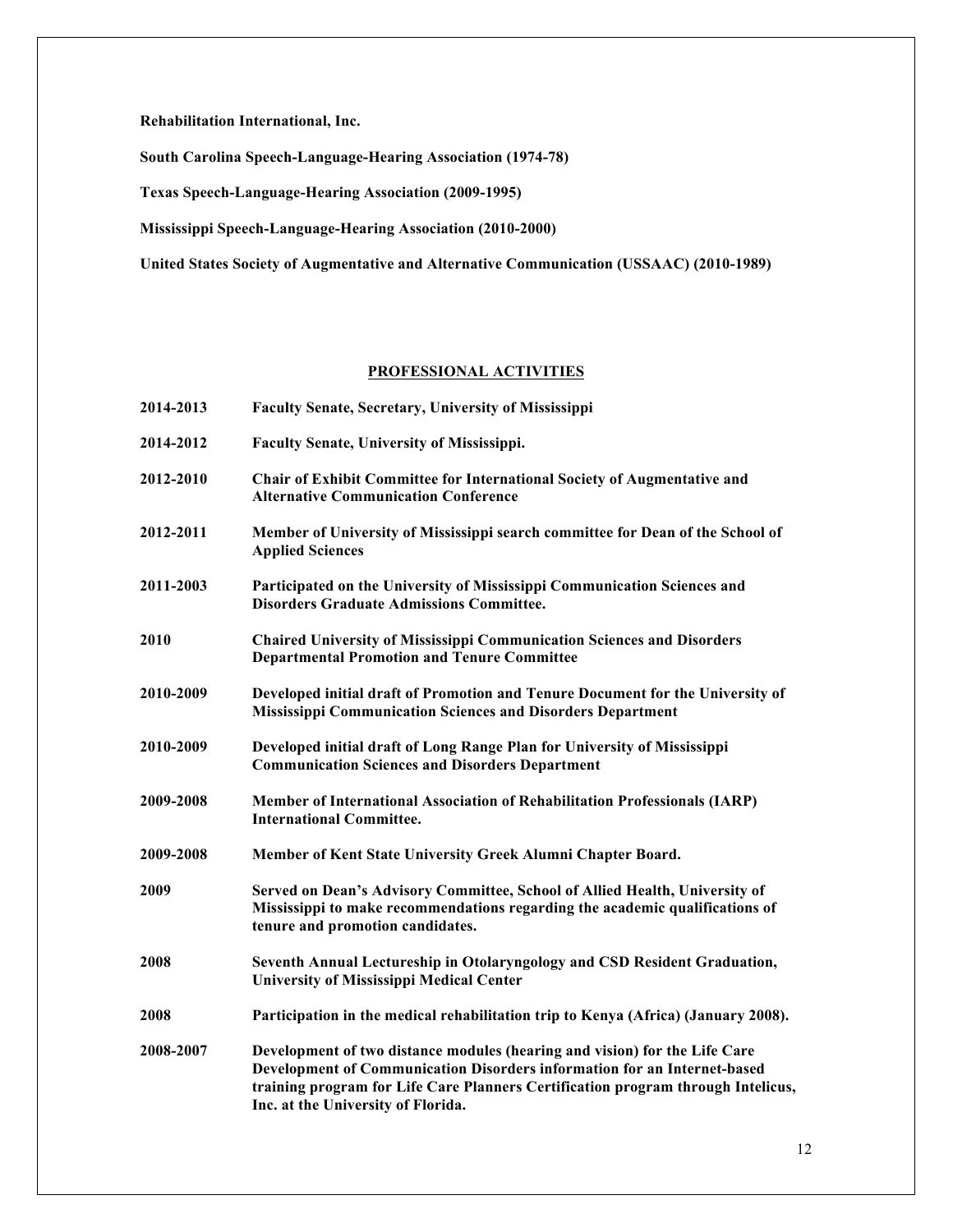**Rehabilitation International, Inc.**

**South Carolina Speech-Language-Hearing Association (1974-78)**

**Texas Speech-Language-Hearing Association (2009-1995)**

**Mississippi Speech-Language-Hearing Association (2010-2000)**

**United States Society of Augmentative and Alternative Communication (USSAAC) (2010-1989)**

## PROFESSIONAL ACTIVITIES

**2014-2013** **Faculty Senate, Secretary, University of Mississippi**

**2014-2012** **Faculty Senate, University of Mississippi.**

**2012-2010** **Chair of Exhibit Committee for International Society of Augmentative and Alternative Communication Conference**

**2012-2011** **Member of University of Mississippi search committee for Dean of the School of Applied Sciences**

**2011-2003** **Participated on the University of Mississippi Communication Sciences and Disorders Graduate Admissions Committee.**

**2010** **Chaired University of Mississippi Communication Sciences and Disorders Departmental Promotion and Tenure Committee**

**2010-2009** **Developed initial draft of Promotion and Tenure Document for the University of Mississippi Communication Sciences and Disorders Department**

**2010-2009** **Developed initial draft of Long Range Plan for University of Mississippi Communication Sciences and Disorders Department**

**2009-2008** **Member of International Association of Rehabilitation Professionals (IARP) International Committee.**

**2009-2008** **Member of Kent State University Greek Alumni Chapter Board.**

**2009** **Served on Dean's Advisory Committee, School of Allied Health, University of Mississippi to make recommendations regarding the academic qualifications of tenure and promotion candidates.**

**2008** **Seventh Annual Lectureship in Otolaryngology and CSD Resident Graduation, University of Mississippi Medical Center**

**2008** **Participation in the medical rehabilitation trip to Kenya (Africa) (January 2008).**

**2008-2007** **Development of two distance modules (hearing and vision) for the Life Care Development of Communication Disorders information for an Internet-based training program for Life Care Planners Certification program through Intelicus, Inc. at the University of Florida.**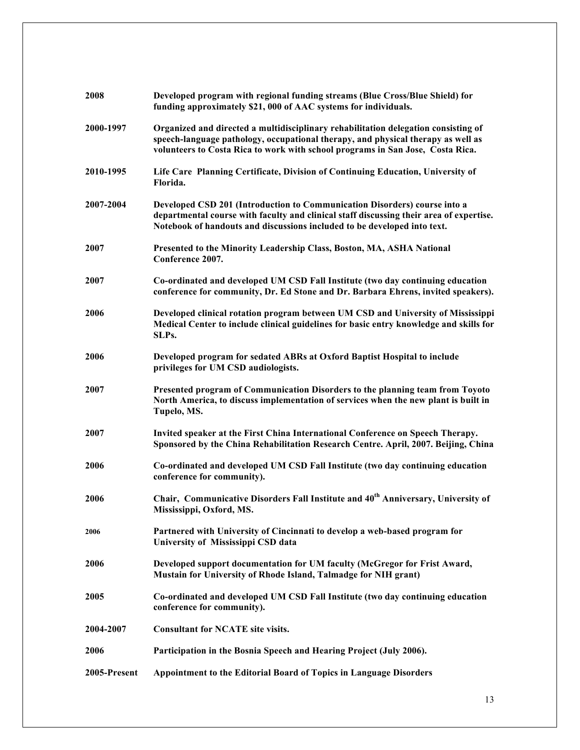| | |
|---|---|
| **2008** | **Developed program with regional funding streams (Blue Cross/Blue Shield) for funding approximately $21, 000 of AAC systems for individuals.** |
| **2000-1997** | **Organized and directed a multidisciplinary rehabilitation delegation consisting of speech-language pathology, occupational therapy, and physical therapy as well as volunteers to Costa Rica to work with school programs in San Jose, Costa Rica.** |
| **2010-1995** | **Life Care Planning Certificate, Division of Continuing Education, University of Florida.** |
| **2007-2004** | **Developed CSD 201 (Introduction to Communication Disorders) course into a departmental course with faculty and clinical staff discussing their area of expertise. Notebook of handouts and discussions included to be developed into text.** |
| **2007** | **Presented to the Minority Leadership Class, Boston, MA, ASHA National Conference 2007.** |
| **2007** | **Co-ordinated and developed UM CSD Fall Institute (two day continuing education conference for community, Dr. Ed Stone and Dr. Barbara Ehrens, invited speakers).** |
| **2006** | **Developed clinical rotation program between UM CSD and University of Mississippi Medical Center to include clinical guidelines for basic entry knowledge and skills for SLPs.** |
| **2006** | **Developed program for sedated ABRs at Oxford Baptist Hospital to include privileges for UM CSD audiologists.** |
| **2007** | **Presented program of Communication Disorders to the planning team from Toyoto North America, to discuss implementation of services when the new plant is built in Tupelo, MS.** |
| **2007** | **Invited speaker at the First China International Conference on Speech Therapy. Sponsored by the China Rehabilitation Research Centre. April, 2007. Beijing, China** |
| **2006** | **Co-ordinated and developed UM CSD Fall Institute (two day continuing education conference for community).** |
| **2006** | **Chair, Communicative Disorders Fall Institute and 40th Anniversary, University of Mississippi, Oxford, MS.** |
| **2006** | **Partnered with University of Cincinnati to develop a web-based program for University of Mississippi CSD data** |
| **2006** | **Developed support documentation for UM faculty (McGregor for Frist Award, Mustain for University of Rhode Island, Talmadge for NIH grant)** |
| **2005** | **Co-ordinated and developed UM CSD Fall Institute (two day continuing education conference for community).** |
| **2004-2007** | **Consultant for NCATE site visits.** |
| **2006** | **Participation in the Bosnia Speech and Hearing Project (July 2006).** |
| **2005-Present** | **Appointment to the Editorial Board of Topics in Language Disorders** |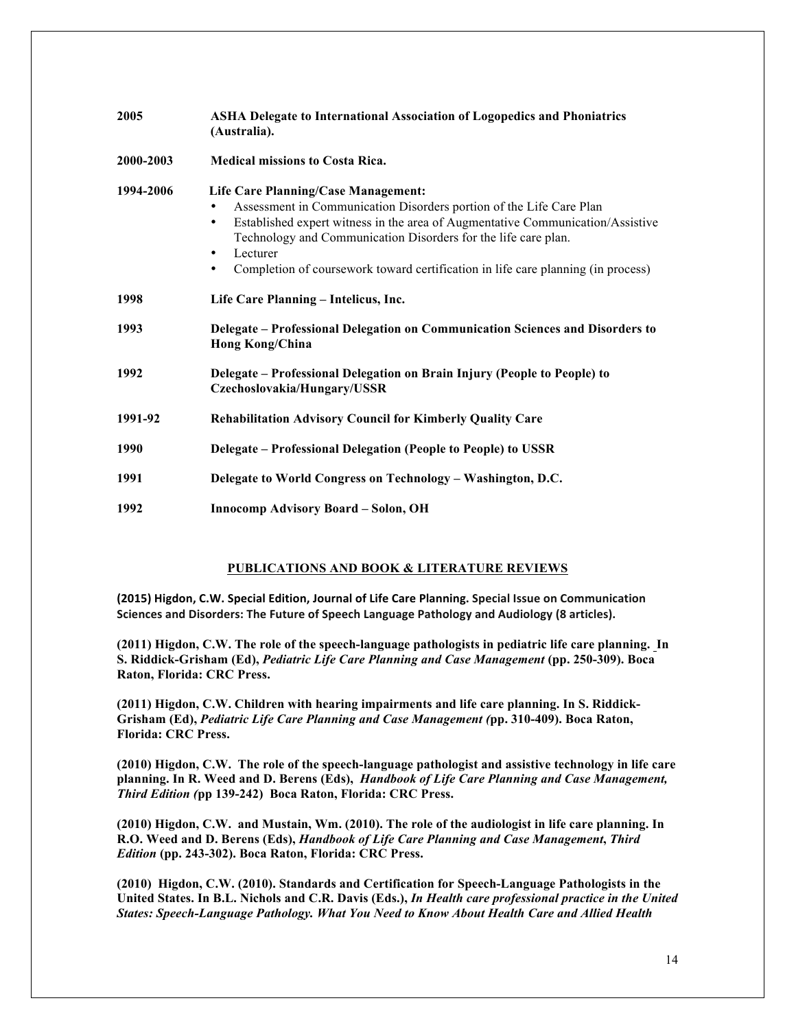**2005** **ASHA Delegate to International Association of Logopedics and Phoniatrics (Australia).**

**2000-2003** **Medical missions to Costa Rica.**

**1994-2006** **Life Care Planning/Case Management:**

- Assessment in Communication Disorders portion of the Life Care Plan
- Established expert witness in the area of Augmentative Communication/Assistive Technology and Communication Disorders for the life care plan.
- Lecturer
- Completion of coursework toward certification in life care planning (in process)

**1998** **Life Care Planning – Intelicus, Inc.**

**1993** **Delegate – Professional Delegation on Communication Sciences and Disorders to Hong Kong/China**

**1992** **Delegate – Professional Delegation on Brain Injury (People to People) to Czechoslovakia/Hungary/USSR**

**1991-92** **Rehabilitation Advisory Council for Kimberly Quality Care**

**1990** **Delegate – Professional Delegation (People to People) to USSR**

**1991** **Delegate to World Congress on Technology – Washington, D.C.**

**1992** **Innocomp Advisory Board – Solon, OH**

## PUBLICATIONS AND BOOK & LITERATURE REVIEWS

**(2015) Higdon, C.W. Special Edition, Journal of Life Care Planning. Special Issue on Communication Sciences and Disorders: The Future of Speech Language Pathology and Audiology (8 articles).**

**(2011) Higdon, C.W. The role of the speech-language pathologists in pediatric life care planning. In S. Riddick-Grisham (Ed), *Pediatric Life Care Planning and Case Management* (pp. 250-309). Boca Raton, Florida: CRC Press.**

**(2011) Higdon, C.W. Children with hearing impairments and life care planning. In S. Riddick-Grisham (Ed), *Pediatric Life Care Planning and Case Management (*pp. 310-409). Boca Raton, Florida: CRC Press.**

**(2010) Higdon, C.W. The role of the speech-language pathologist and assistive technology in life care planning. In R. Weed and D. Berens (Eds), *Handbook of Life Care Planning and Case Management, Third Edition (*pp 139-242) Boca Raton, Florida: CRC Press.**

**(2010) Higdon, C.W. and Mustain, Wm. (2010). The role of the audiologist in life care planning. In R.O. Weed and D. Berens (Eds), *Handbook of Life Care Planning and Case Management*, *Third Edition* (pp. 243-302). Boca Raton, Florida: CRC Press.**

**(2010) Higdon, C.W. (2010). Standards and Certification for Speech-Language Pathologists in the United States. In B.L. Nichols and C.R. Davis (Eds.), *In Health care professional practice in the United States: Speech-Language Pathology. What You Need to Know About Health Care and Allied Health***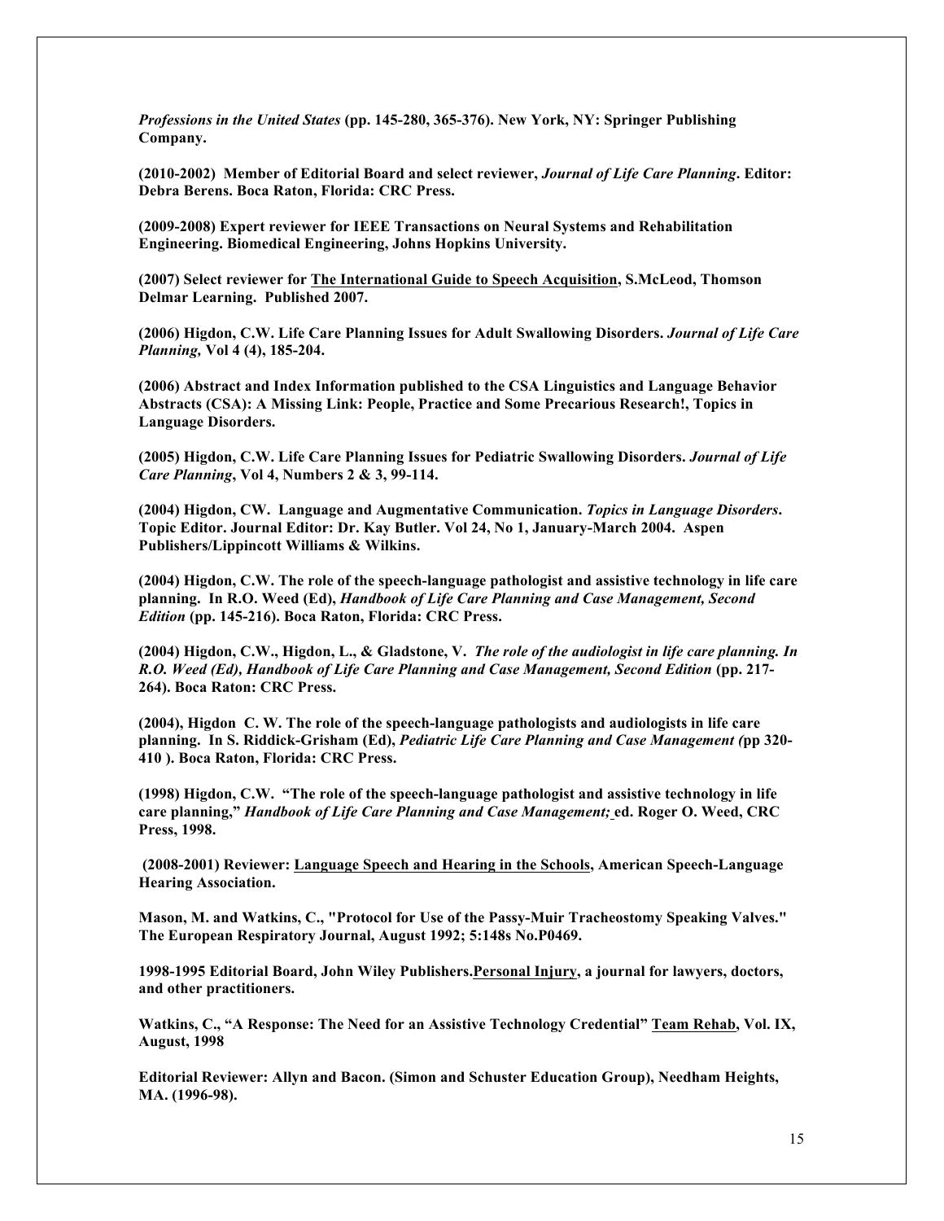***Professions in the United States* (pp. 145-280, 365-376). New York, NY: Springer Publishing Company.**

**(2010-2002) Member of Editorial Board and select reviewer, *Journal of Life Care Planning*. Editor: Debra Berens. Boca Raton, Florida: CRC Press.**

**(2009-2008) Expert reviewer for IEEE Transactions on Neural Systems and Rehabilitation Engineering. Biomedical Engineering, Johns Hopkins University.**

**(2007) Select reviewer for The International Guide to Speech Acquisition, S.McLeod, Thomson Delmar Learning. Published 2007.**

**(2006) Higdon, C.W. Life Care Planning Issues for Adult Swallowing Disorders. *Journal of Life Care Planning,* Vol 4 (4), 185-204.**

**(2006) Abstract and Index Information published to the CSA Linguistics and Language Behavior Abstracts (CSA): A Missing Link: People, Practice and Some Precarious Research!, Topics in Language Disorders.**

**(2005) Higdon, C.W. Life Care Planning Issues for Pediatric Swallowing Disorders. *Journal of Life Care Planning*, Vol 4, Numbers 2 & 3, 99-114.**

**(2004) Higdon, CW. Language and Augmentative Communication. *Topics in Language Disorders*. Topic Editor. Journal Editor: Dr. Kay Butler. Vol 24, No 1, January-March 2004. Aspen Publishers/Lippincott Williams & Wilkins.**

**(2004) Higdon, C.W. The role of the speech-language pathologist and assistive technology in life care planning. In R.O. Weed (Ed), *Handbook of Life Care Planning and Case Management, Second Edition* (pp. 145-216). Boca Raton, Florida: CRC Press.**

**(2004) Higdon, C.W., Higdon, L., & Gladstone, V. *The role of the audiologist in life care planning. In R.O. Weed (Ed), Handbook of Life Care Planning and Case Management, Second Edition* (pp. 217-264). Boca Raton: CRC Press.**

**(2004), Higdon C. W. The role of the speech-language pathologists and audiologists in life care planning. In S. Riddick-Grisham (Ed), *Pediatric Life Care Planning and Case Management (*pp 320-410 ). Boca Raton, Florida: CRC Press.**

**(1998) Higdon, C.W. "The role of the speech-language pathologist and assistive technology in life care planning," *Handbook of Life Care Planning and Case Management;* ed. Roger O. Weed, CRC Press, 1998.**

**(2008-2001) Reviewer: Language Speech and Hearing in the Schools, American Speech-Language Hearing Association.**

**Mason, M. and Watkins, C., "Protocol for Use of the Passy-Muir Tracheostomy Speaking Valves." The European Respiratory Journal, August 1992; 5:148s No.P0469.**

**1998-1995 Editorial Board, John Wiley Publishers.Personal Injury, a journal for lawyers, doctors, and other practitioners.**

**Watkins, C., "A Response: The Need for an Assistive Technology Credential" Team Rehab, Vol. IX, August, 1998**

**Editorial Reviewer: Allyn and Bacon. (Simon and Schuster Education Group), Needham Heights, MA. (1996-98).**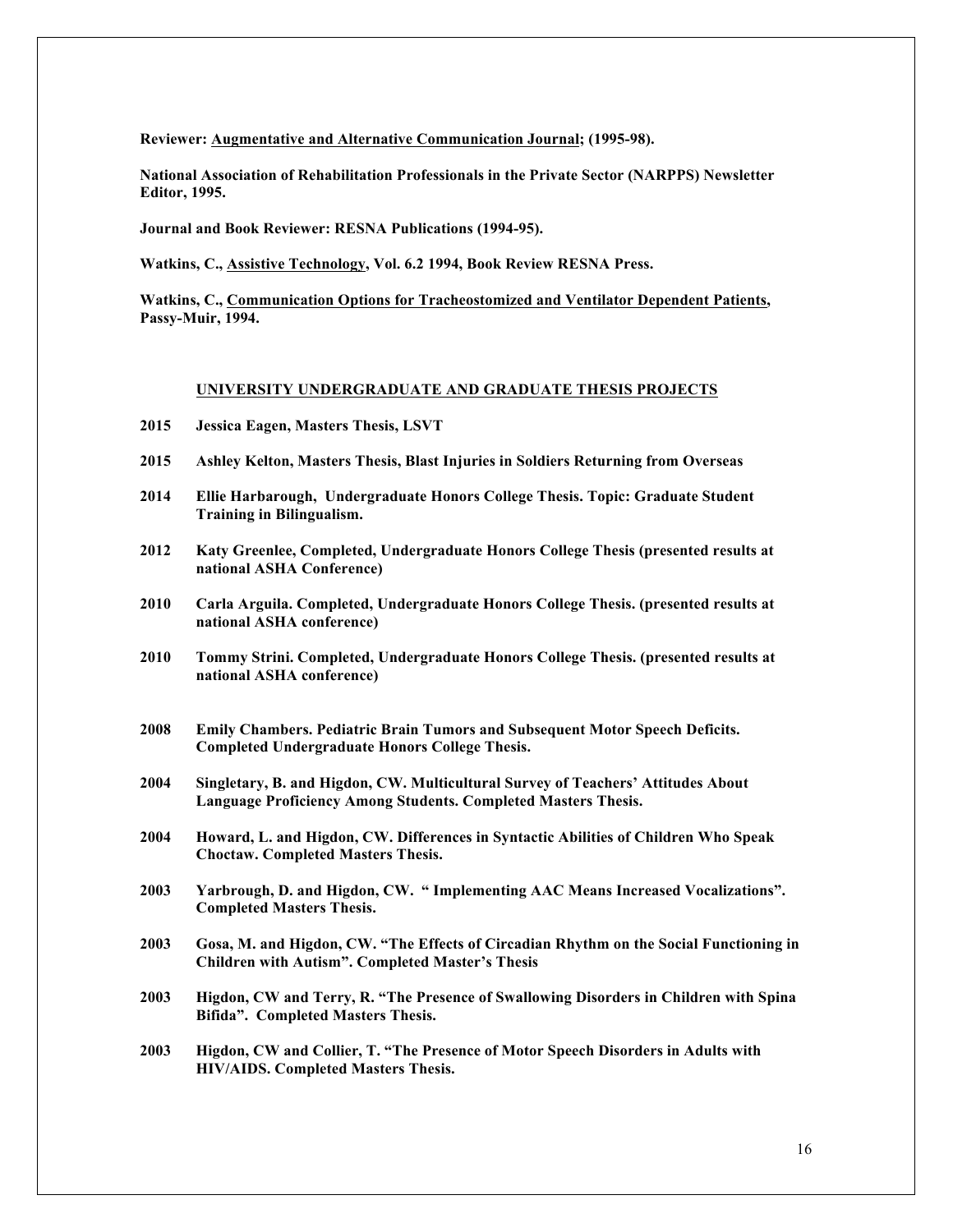**Reviewer: <u>Augmentative and Alternative Communication Journal</u>; (1995-98).**

**National Association of Rehabilitation Professionals in the Private Sector (NARPPS) Newsletter Editor, 1995.**

**Journal and Book Reviewer: RESNA Publications (1994-95).**

**Watkins, C., <u>Assistive Technology</u>, Vol. 6.2 1994, Book Review RESNA Press.**

**Watkins, C., <u>Communication Options for Tracheostomized and Ventilator Dependent Patients</u>, Passy-Muir, 1994.**

## <u>UNIVERSITY UNDERGRADUATE AND GRADUATE THESIS PROJECTS</u>

**2015 Jessica Eagen, Masters Thesis, LSVT**

**2015 Ashley Kelton, Masters Thesis, Blast Injuries in Soldiers Returning from Overseas**

**2014 Ellie Harbarough, Undergraduate Honors College Thesis. Topic: Graduate Student Training in Bilingualism.**

**2012 Katy Greenlee, Completed, Undergraduate Honors College Thesis (presented results at national ASHA Conference)**

**2010 Carla Arguila. Completed, Undergraduate Honors College Thesis. (presented results at national ASHA conference)**

**2010 Tommy Strini. Completed, Undergraduate Honors College Thesis. (presented results at national ASHA conference)**

**2008 Emily Chambers. Pediatric Brain Tumors and Subsequent Motor Speech Deficits. Completed Undergraduate Honors College Thesis.**

**2004 Singletary, B. and Higdon, CW. Multicultural Survey of Teachers' Attitudes About Language Proficiency Among Students. Completed Masters Thesis.**

**2004 Howard, L. and Higdon, CW. Differences in Syntactic Abilities of Children Who Speak Choctaw. Completed Masters Thesis.**

**2003 Yarbrough, D. and Higdon, CW. " Implementing AAC Means Increased Vocalizations". Completed Masters Thesis.**

**2003 Gosa, M. and Higdon, CW. "The Effects of Circadian Rhythm on the Social Functioning in Children with Autism". Completed Master's Thesis**

**2003 Higdon, CW and Terry, R. "The Presence of Swallowing Disorders in Children with Spina Bifida". Completed Masters Thesis.**

**2003 Higdon, CW and Collier, T. "The Presence of Motor Speech Disorders in Adults with HIV/AIDS. Completed Masters Thesis.**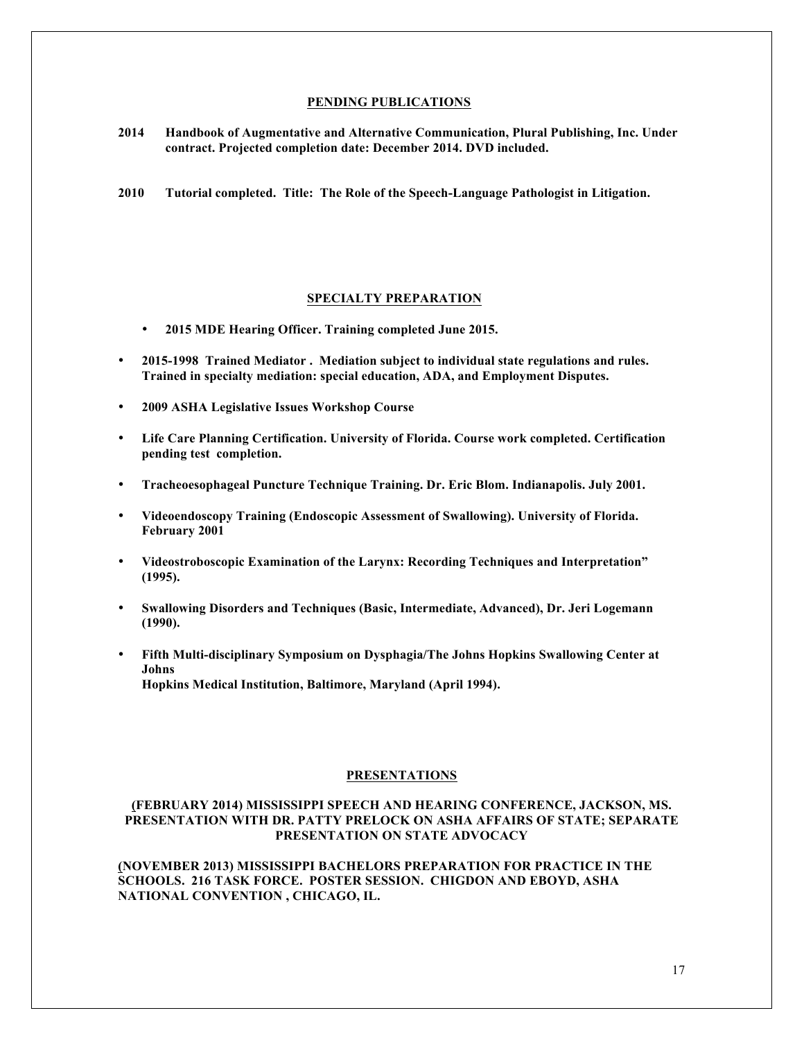## PENDING PUBLICATIONS

**2014 Handbook of Augmentative and Alternative Communication, Plural Publishing, Inc. Under contract. Projected completion date: December 2014. DVD included.**

**2010 Tutorial completed. Title: The Role of the Speech-Language Pathologist in Litigation.**

## SPECIALTY PREPARATION

- **2015 MDE Hearing Officer. Training completed June 2015.**
- **2015-1998 Trained Mediator . Mediation subject to individual state regulations and rules. Trained in specialty mediation: special education, ADA, and Employment Disputes.**
- **2009 ASHA Legislative Issues Workshop Course**
- **Life Care Planning Certification. University of Florida. Course work completed. Certification pending test completion.**
- **Tracheoesophageal Puncture Technique Training. Dr. Eric Blom. Indianapolis. July 2001.**
- **Videoendoscopy Training (Endoscopic Assessment of Swallowing). University of Florida. February 2001**
- **Videostroboscopic Examination of the Larynx: Recording Techniques and Interpretation" (1995).**
- **Swallowing Disorders and Techniques (Basic, Intermediate, Advanced), Dr. Jeri Logemann (1990).**
- **Fifth Multi-disciplinary Symposium on Dysphagia/The Johns Hopkins Swallowing Center at Johns Hopkins Medical Institution, Baltimore, Maryland (April 1994).**

## PRESENTATIONS

**(FEBRUARY 2014) MISSISSIPPI SPEECH AND HEARING CONFERENCE, JACKSON, MS. PRESENTATION WITH DR. PATTY PRELOCK ON ASHA AFFAIRS OF STATE; SEPARATE PRESENTATION ON STATE ADVOCACY**

**(NOVEMBER 2013) MISSISSIPPI BACHELORS PREPARATION FOR PRACTICE IN THE SCHOOLS. 216 TASK FORCE. POSTER SESSION. CHIGDON AND EBOYD, ASHA NATIONAL CONVENTION , CHICAGO, IL.**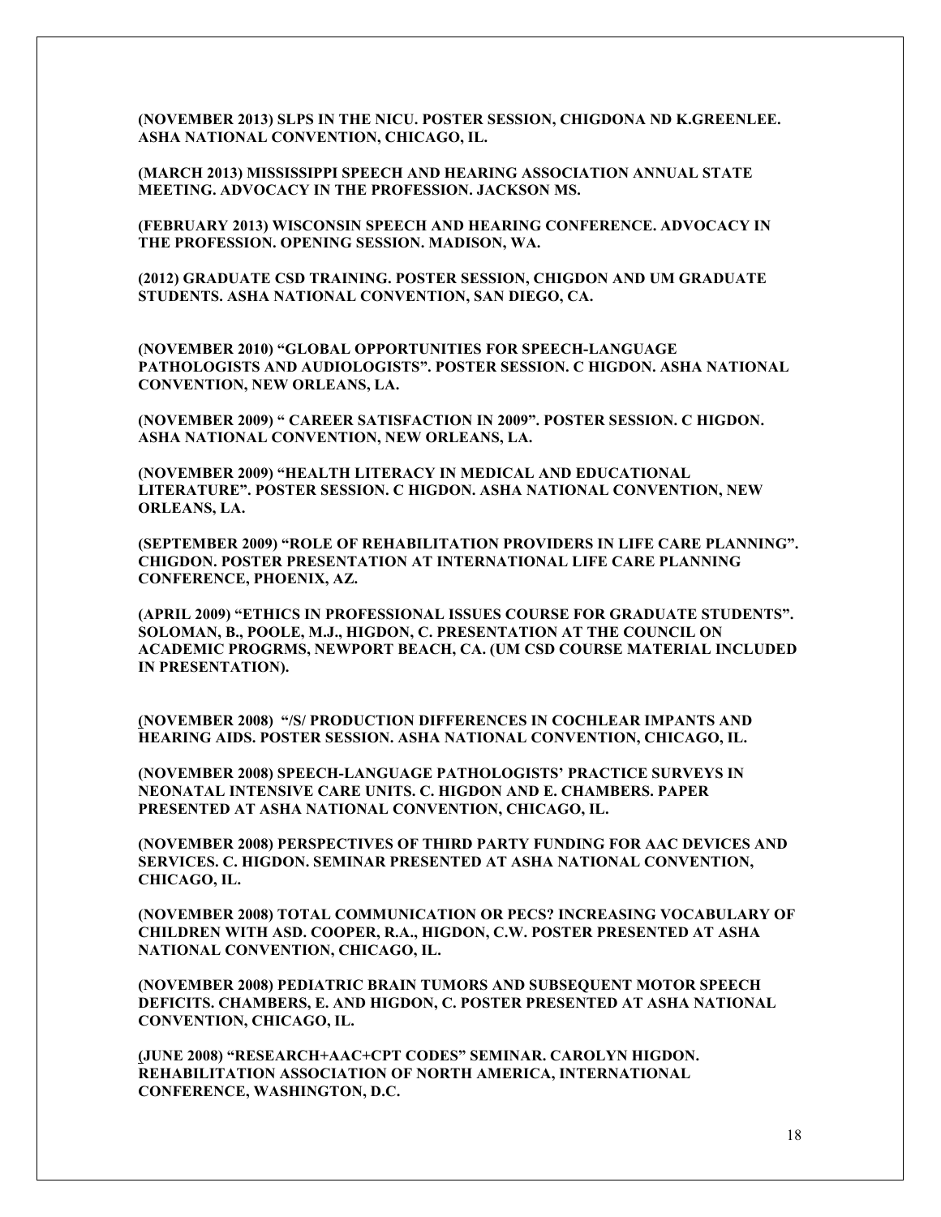**(NOVEMBER 2013) SLPS IN THE NICU. POSTER SESSION, CHIGDONA ND K.GREENLEE. ASHA NATIONAL CONVENTION, CHICAGO, IL.**

**(MARCH 2013) MISSISSIPPI SPEECH AND HEARING ASSOCIATION ANNUAL STATE MEETING. ADVOCACY IN THE PROFESSION. JACKSON MS.**

**(FEBRUARY 2013) WISCONSIN SPEECH AND HEARING CONFERENCE. ADVOCACY IN THE PROFESSION. OPENING SESSION. MADISON, WA.**

**(2012) GRADUATE CSD TRAINING. POSTER SESSION, CHIGDON AND UM GRADUATE STUDENTS. ASHA NATIONAL CONVENTION, SAN DIEGO, CA.**

**(NOVEMBER 2010) "GLOBAL OPPORTUNITIES FOR SPEECH-LANGUAGE PATHOLOGISTS AND AUDIOLOGISTS". POSTER SESSION. C HIGDON. ASHA NATIONAL CONVENTION, NEW ORLEANS, LA.**

**(NOVEMBER 2009) " CAREER SATISFACTION IN 2009". POSTER SESSION. C HIGDON. ASHA NATIONAL CONVENTION, NEW ORLEANS, LA.**

**(NOVEMBER 2009) "HEALTH LITERACY IN MEDICAL AND EDUCATIONAL LITERATURE". POSTER SESSION. C HIGDON. ASHA NATIONAL CONVENTION, NEW ORLEANS, LA.**

**(SEPTEMBER 2009) "ROLE OF REHABILITATION PROVIDERS IN LIFE CARE PLANNING". CHIGDON. POSTER PRESENTATION AT INTERNATIONAL LIFE CARE PLANNING CONFERENCE, PHOENIX, AZ.**

**(APRIL 2009) "ETHICS IN PROFESSIONAL ISSUES COURSE FOR GRADUATE STUDENTS". SOLOMAN, B., POOLE, M.J., HIGDON, C. PRESENTATION AT THE COUNCIL ON ACADEMIC PROGRMS, NEWPORT BEACH, CA. (UM CSD COURSE MATERIAL INCLUDED IN PRESENTATION).**

**(NOVEMBER 2008) "/S/ PRODUCTION DIFFERENCES IN COCHLEAR IMPANTS AND HEARING AIDS. POSTER SESSION. ASHA NATIONAL CONVENTION, CHICAGO, IL.**

**(NOVEMBER 2008) SPEECH-LANGUAGE PATHOLOGISTS' PRACTICE SURVEYS IN NEONATAL INTENSIVE CARE UNITS. C. HIGDON AND E. CHAMBERS. PAPER PRESENTED AT ASHA NATIONAL CONVENTION, CHICAGO, IL.**

**(NOVEMBER 2008) PERSPECTIVES OF THIRD PARTY FUNDING FOR AAC DEVICES AND SERVICES. C. HIGDON. SEMINAR PRESENTED AT ASHA NATIONAL CONVENTION, CHICAGO, IL.**

**(NOVEMBER 2008) TOTAL COMMUNICATION OR PECS? INCREASING VOCABULARY OF CHILDREN WITH ASD. COOPER, R.A., HIGDON, C.W. POSTER PRESENTED AT ASHA NATIONAL CONVENTION, CHICAGO, IL.**

**(NOVEMBER 2008) PEDIATRIC BRAIN TUMORS AND SUBSEQUENT MOTOR SPEECH DEFICITS. CHAMBERS, E. AND HIGDON, C. POSTER PRESENTED AT ASHA NATIONAL CONVENTION, CHICAGO, IL.**

**(JUNE 2008) "RESEARCH+AAC+CPT CODES" SEMINAR. CAROLYN HIGDON. REHABILITATION ASSOCIATION OF NORTH AMERICA, INTERNATIONAL CONFERENCE, WASHINGTON, D.C.**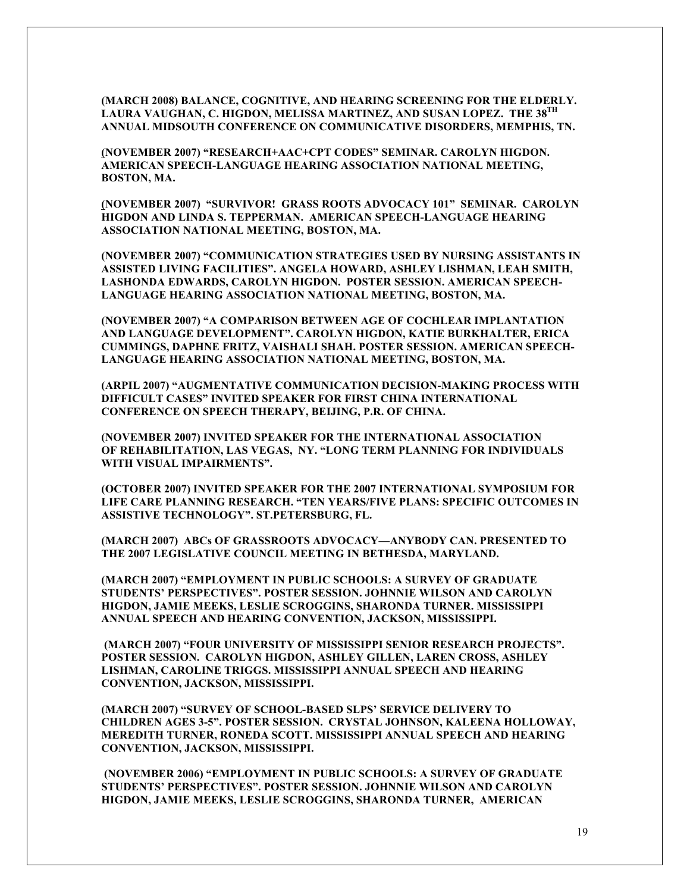**(MARCH 2008) BALANCE, COGNITIVE, AND HEARING SCREENING FOR THE ELDERLY. LAURA VAUGHAN, C. HIGDON, MELISSA MARTINEZ, AND SUSAN LOPEZ. THE 38TH ANNUAL MIDSOUTH CONFERENCE ON COMMUNICATIVE DISORDERS, MEMPHIS, TN.**

**(NOVEMBER 2007) "RESEARCH+AAC+CPT CODES" SEMINAR. CAROLYN HIGDON. AMERICAN SPEECH-LANGUAGE HEARING ASSOCIATION NATIONAL MEETING, BOSTON, MA.**

**(NOVEMBER 2007) "SURVIVOR! GRASS ROOTS ADVOCACY 101" SEMINAR. CAROLYN HIGDON AND LINDA S. TEPPERMAN. AMERICAN SPEECH-LANGUAGE HEARING ASSOCIATION NATIONAL MEETING, BOSTON, MA.**

**(NOVEMBER 2007) "COMMUNICATION STRATEGIES USED BY NURSING ASSISTANTS IN ASSISTED LIVING FACILITIES". ANGELA HOWARD, ASHLEY LISHMAN, LEAH SMITH, LASHONDA EDWARDS, CAROLYN HIGDON. POSTER SESSION. AMERICAN SPEECH-LANGUAGE HEARING ASSOCIATION NATIONAL MEETING, BOSTON, MA.**

**(NOVEMBER 2007) "A COMPARISON BETWEEN AGE OF COCHLEAR IMPLANTATION AND LANGUAGE DEVELOPMENT". CAROLYN HIGDON, KATIE BURKHALTER, ERICA CUMMINGS, DAPHNE FRITZ, VAISHALI SHAH. POSTER SESSION. AMERICAN SPEECH-LANGUAGE HEARING ASSOCIATION NATIONAL MEETING, BOSTON, MA.**

**(ARPIL 2007) "AUGMENTATIVE COMMUNICATION DECISION-MAKING PROCESS WITH DIFFICULT CASES" INVITED SPEAKER FOR FIRST CHINA INTERNATIONAL CONFERENCE ON SPEECH THERAPY, BEIJING, P.R. OF CHINA.**

**(NOVEMBER 2007) INVITED SPEAKER FOR THE INTERNATIONAL ASSOCIATION OF REHABILITATION, LAS VEGAS, NY. "LONG TERM PLANNING FOR INDIVIDUALS WITH VISUAL IMPAIRMENTS".**

**(OCTOBER 2007) INVITED SPEAKER FOR THE 2007 INTERNATIONAL SYMPOSIUM FOR LIFE CARE PLANNING RESEARCH. "TEN YEARS/FIVE PLANS: SPECIFIC OUTCOMES IN ASSISTIVE TECHNOLOGY". ST.PETERSBURG, FL.**

**(MARCH 2007) ABCs OF GRASSROOTS ADVOCACY—ANYBODY CAN. PRESENTED TO THE 2007 LEGISLATIVE COUNCIL MEETING IN BETHESDA, MARYLAND.**

**(MARCH 2007) "EMPLOYMENT IN PUBLIC SCHOOLS: A SURVEY OF GRADUATE STUDENTS' PERSPECTIVES". POSTER SESSION. JOHNNIE WILSON AND CAROLYN HIGDON, JAMIE MEEKS, LESLIE SCROGGINS, SHARONDA TURNER. MISSISSIPPI ANNUAL SPEECH AND HEARING CONVENTION, JACKSON, MISSISSIPPI.**

**(MARCH 2007) "FOUR UNIVERSITY OF MISSISSIPPI SENIOR RESEARCH PROJECTS". POSTER SESSION. CAROLYN HIGDON, ASHLEY GILLEN, LAREN CROSS, ASHLEY LISHMAN, CAROLINE TRIGGS. MISSISSIPPI ANNUAL SPEECH AND HEARING CONVENTION, JACKSON, MISSISSIPPI.**

**(MARCH 2007) "SURVEY OF SCHOOL-BASED SLPS' SERVICE DELIVERY TO CHILDREN AGES 3-5". POSTER SESSION. CRYSTAL JOHNSON, KALEENA HOLLOWAY, MEREDITH TURNER, RONEDA SCOTT. MISSISSIPPI ANNUAL SPEECH AND HEARING CONVENTION, JACKSON, MISSISSIPPI.**

**(NOVEMBER 2006) "EMPLOYMENT IN PUBLIC SCHOOLS: A SURVEY OF GRADUATE STUDENTS' PERSPECTIVES". POSTER SESSION. JOHNNIE WILSON AND CAROLYN HIGDON, JAMIE MEEKS, LESLIE SCROGGINS, SHARONDA TURNER, AMERICAN**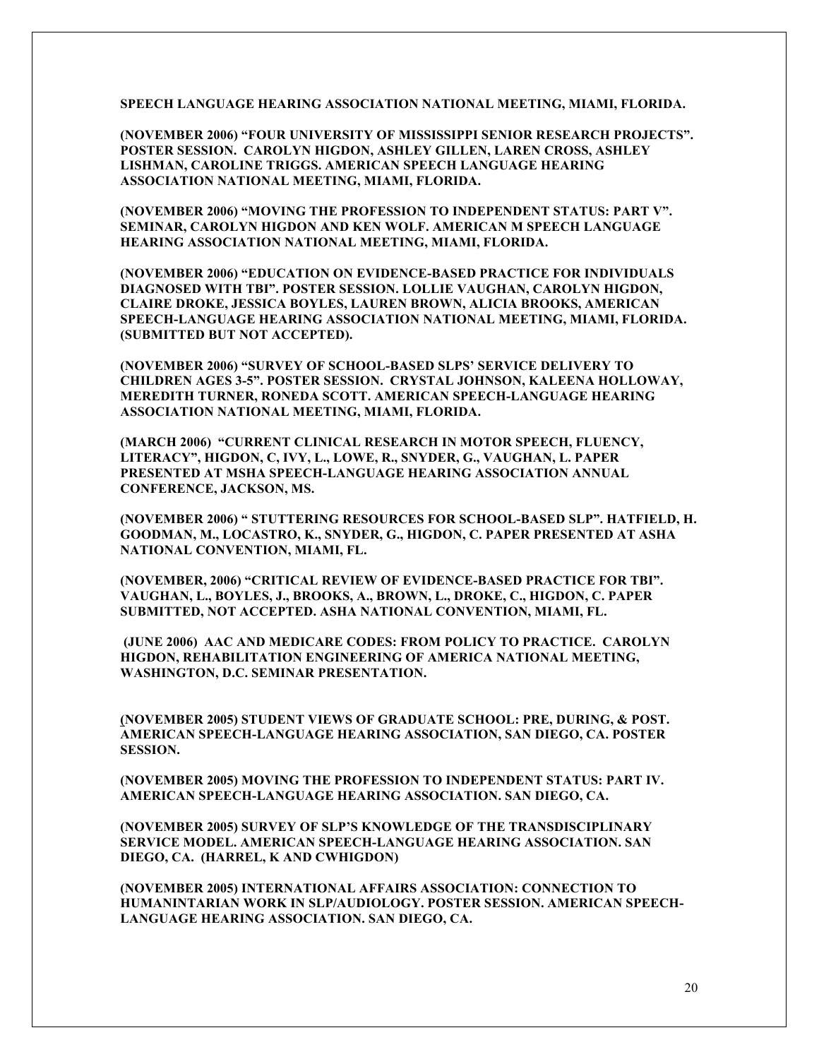**SPEECH LANGUAGE HEARING ASSOCIATION NATIONAL MEETING, MIAMI, FLORIDA.**

**(NOVEMBER 2006) "FOUR UNIVERSITY OF MISSISSIPPI SENIOR RESEARCH PROJECTS". POSTER SESSION. CAROLYN HIGDON, ASHLEY GILLEN, LAREN CROSS, ASHLEY LISHMAN, CAROLINE TRIGGS. AMERICAN SPEECH LANGUAGE HEARING ASSOCIATION NATIONAL MEETING, MIAMI, FLORIDA.**

**(NOVEMBER 2006) "MOVING THE PROFESSION TO INDEPENDENT STATUS: PART V". SEMINAR, CAROLYN HIGDON AND KEN WOLF. AMERICAN M SPEECH LANGUAGE HEARING ASSOCIATION NATIONAL MEETING, MIAMI, FLORIDA.**

**(NOVEMBER 2006) "EDUCATION ON EVIDENCE-BASED PRACTICE FOR INDIVIDUALS DIAGNOSED WITH TBI". POSTER SESSION. LOLLIE VAUGHAN, CAROLYN HIGDON, CLAIRE DROKE, JESSICA BOYLES, LAUREN BROWN, ALICIA BROOKS, AMERICAN SPEECH-LANGUAGE HEARING ASSOCIATION NATIONAL MEETING, MIAMI, FLORIDA. (SUBMITTED BUT NOT ACCEPTED).**

**(NOVEMBER 2006) "SURVEY OF SCHOOL-BASED SLPS' SERVICE DELIVERY TO CHILDREN AGES 3-5". POSTER SESSION. CRYSTAL JOHNSON, KALEENA HOLLOWAY, MEREDITH TURNER, RONEDA SCOTT. AMERICAN SPEECH-LANGUAGE HEARING ASSOCIATION NATIONAL MEETING, MIAMI, FLORIDA.**

**(MARCH 2006) "CURRENT CLINICAL RESEARCH IN MOTOR SPEECH, FLUENCY, LITERACY", HIGDON, C, IVY, L., LOWE, R., SNYDER, G., VAUGHAN, L. PAPER PRESENTED AT MSHA SPEECH-LANGUAGE HEARING ASSOCIATION ANNUAL CONFERENCE, JACKSON, MS.**

**(NOVEMBER 2006) " STUTTERING RESOURCES FOR SCHOOL-BASED SLP". HATFIELD, H. GOODMAN, M., LOCASTRO, K., SNYDER, G., HIGDON, C. PAPER PRESENTED AT ASHA NATIONAL CONVENTION, MIAMI, FL.**

**(NOVEMBER, 2006) "CRITICAL REVIEW OF EVIDENCE-BASED PRACTICE FOR TBI". VAUGHAN, L., BOYLES, J., BROOKS, A., BROWN, L., DROKE, C., HIGDON, C. PAPER SUBMITTED, NOT ACCEPTED. ASHA NATIONAL CONVENTION, MIAMI, FL.**

**(JUNE 2006) AAC AND MEDICARE CODES: FROM POLICY TO PRACTICE. CAROLYN HIGDON, REHABILITATION ENGINEERING OF AMERICA NATIONAL MEETING, WASHINGTON, D.C. SEMINAR PRESENTATION.**

**(NOVEMBER 2005) STUDENT VIEWS OF GRADUATE SCHOOL: PRE, DURING, & POST. AMERICAN SPEECH-LANGUAGE HEARING ASSOCIATION, SAN DIEGO, CA. POSTER SESSION.**

**(NOVEMBER 2005) MOVING THE PROFESSION TO INDEPENDENT STATUS: PART IV. AMERICAN SPEECH-LANGUAGE HEARING ASSOCIATION. SAN DIEGO, CA.**

**(NOVEMBER 2005) SURVEY OF SLP'S KNOWLEDGE OF THE TRANSDISCIPLINARY SERVICE MODEL. AMERICAN SPEECH-LANGUAGE HEARING ASSOCIATION. SAN DIEGO, CA. (HARREL, K AND CWHIGDON)**

**(NOVEMBER 2005) INTERNATIONAL AFFAIRS ASSOCIATION: CONNECTION TO HUMANINTARIAN WORK IN SLP/AUDIOLOGY. POSTER SESSION. AMERICAN SPEECH-LANGUAGE HEARING ASSOCIATION. SAN DIEGO, CA.**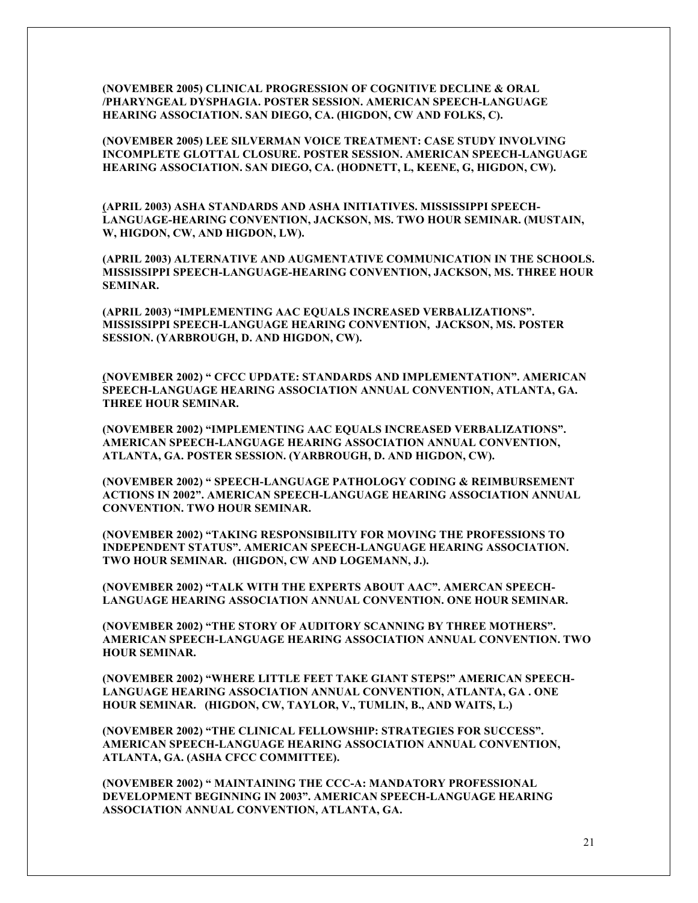**(NOVEMBER 2005) CLINICAL PROGRESSION OF COGNITIVE DECLINE & ORAL /PHARYNGEAL DYSPHAGIA. POSTER SESSION. AMERICAN SPEECH-LANGUAGE HEARING ASSOCIATION. SAN DIEGO, CA. (HIGDON, CW AND FOLKS, C).**

**(NOVEMBER 2005) LEE SILVERMAN VOICE TREATMENT: CASE STUDY INVOLVING INCOMPLETE GLOTTAL CLOSURE. POSTER SESSION. AMERICAN SPEECH-LANGUAGE HEARING ASSOCIATION. SAN DIEGO, CA. (HODNETT, L, KEENE, G, HIGDON, CW).**

**(APRIL 2003) ASHA STANDARDS AND ASHA INITIATIVES. MISSISSIPPI SPEECH-LANGUAGE-HEARING CONVENTION, JACKSON, MS. TWO HOUR SEMINAR. (MUSTAIN, W, HIGDON, CW, AND HIGDON, LW).**

**(APRIL 2003) ALTERNATIVE AND AUGMENTATIVE COMMUNICATION IN THE SCHOOLS. MISSISSIPPI SPEECH-LANGUAGE-HEARING CONVENTION, JACKSON, MS. THREE HOUR SEMINAR.**

**(APRIL 2003) "IMPLEMENTING AAC EQUALS INCREASED VERBALIZATIONS". MISSISSIPPI SPEECH-LANGUAGE HEARING CONVENTION, JACKSON, MS. POSTER SESSION. (YARBROUGH, D. AND HIGDON, CW).**

**(NOVEMBER 2002) " CFCC UPDATE: STANDARDS AND IMPLEMENTATION". AMERICAN SPEECH-LANGUAGE HEARING ASSOCIATION ANNUAL CONVENTION, ATLANTA, GA. THREE HOUR SEMINAR.**

**(NOVEMBER 2002) "IMPLEMENTING AAC EQUALS INCREASED VERBALIZATIONS". AMERICAN SPEECH-LANGUAGE HEARING ASSOCIATION ANNUAL CONVENTION, ATLANTA, GA. POSTER SESSION. (YARBROUGH, D. AND HIGDON, CW).**

**(NOVEMBER 2002) " SPEECH-LANGUAGE PATHOLOGY CODING & REIMBURSEMENT ACTIONS IN 2002". AMERICAN SPEECH-LANGUAGE HEARING ASSOCIATION ANNUAL CONVENTION. TWO HOUR SEMINAR.**

**(NOVEMBER 2002) "TAKING RESPONSIBILITY FOR MOVING THE PROFESSIONS TO INDEPENDENT STATUS". AMERICAN SPEECH-LANGUAGE HEARING ASSOCIATION. TWO HOUR SEMINAR. (HIGDON, CW AND LOGEMANN, J.).**

**(NOVEMBER 2002) "TALK WITH THE EXPERTS ABOUT AAC". AMERCAN SPEECH-LANGUAGE HEARING ASSOCIATION ANNUAL CONVENTION. ONE HOUR SEMINAR.**

**(NOVEMBER 2002) "THE STORY OF AUDITORY SCANNING BY THREE MOTHERS". AMERICAN SPEECH-LANGUAGE HEARING ASSOCIATION ANNUAL CONVENTION. TWO HOUR SEMINAR.**

**(NOVEMBER 2002) "WHERE LITTLE FEET TAKE GIANT STEPS!" AMERICAN SPEECH-LANGUAGE HEARING ASSOCIATION ANNUAL CONVENTION, ATLANTA, GA . ONE HOUR SEMINAR. (HIGDON, CW, TAYLOR, V., TUMLIN, B., AND WAITS, L.)**

**(NOVEMBER 2002) "THE CLINICAL FELLOWSHIP: STRATEGIES FOR SUCCESS". AMERICAN SPEECH-LANGUAGE HEARING ASSOCIATION ANNUAL CONVENTION, ATLANTA, GA. (ASHA CFCC COMMITTEE).**

**(NOVEMBER 2002) " MAINTAINING THE CCC-A: MANDATORY PROFESSIONAL DEVELOPMENT BEGINNING IN 2003". AMERICAN SPEECH-LANGUAGE HEARING ASSOCIATION ANNUAL CONVENTION, ATLANTA, GA.**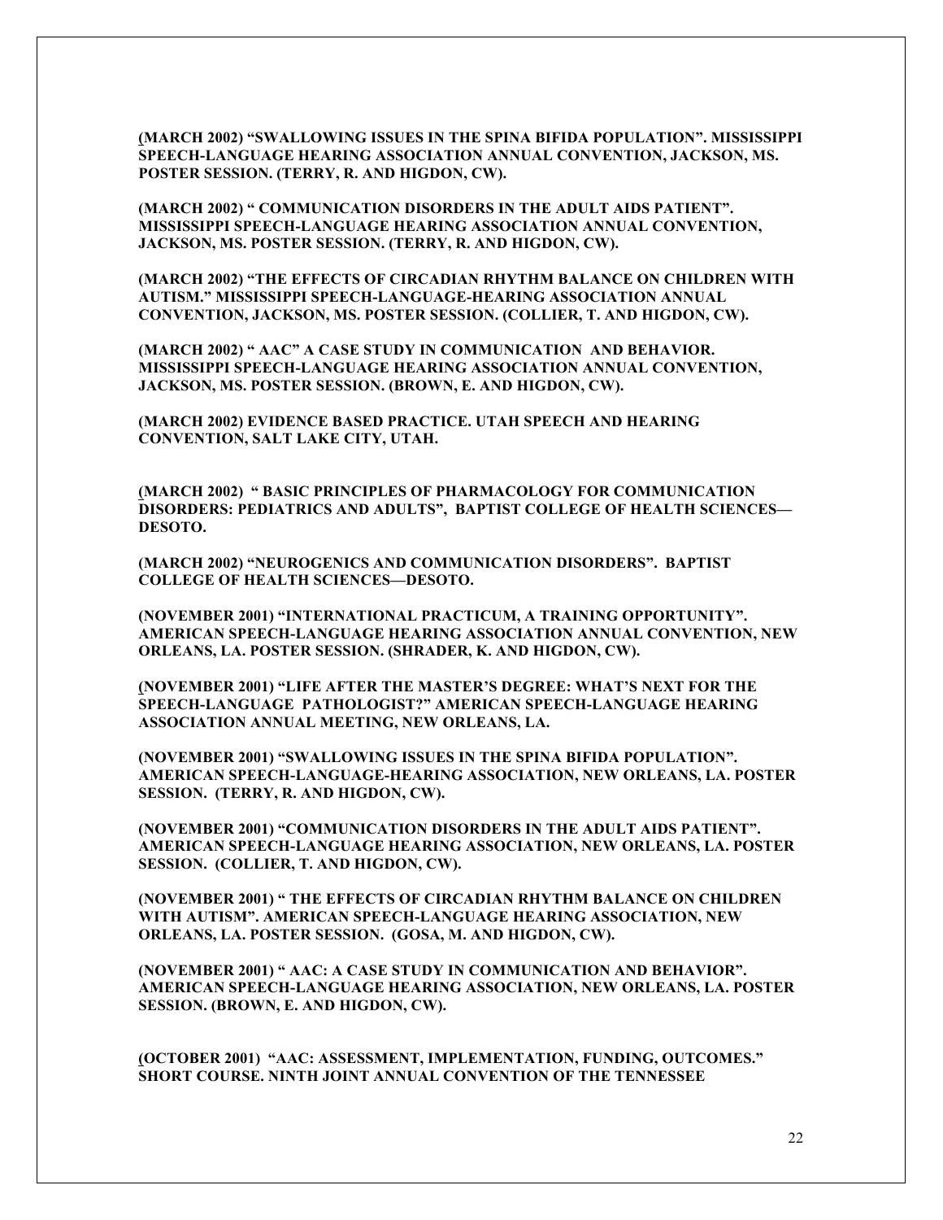**(MARCH 2002) "SWALLOWING ISSUES IN THE SPINA BIFIDA POPULATION". MISSISSIPPI SPEECH-LANGUAGE HEARING ASSOCIATION ANNUAL CONVENTION, JACKSON, MS. POSTER SESSION. (TERRY, R. AND HIGDON, CW).**

**(MARCH 2002) " COMMUNICATION DISORDERS IN THE ADULT AIDS PATIENT". MISSISSIPPI SPEECH-LANGUAGE HEARING ASSOCIATION ANNUAL CONVENTION, JACKSON, MS. POSTER SESSION. (TERRY, R. AND HIGDON, CW).**

**(MARCH 2002) "THE EFFECTS OF CIRCADIAN RHYTHM BALANCE ON CHILDREN WITH AUTISM." MISSISSIPPI SPEECH-LANGUAGE-HEARING ASSOCIATION ANNUAL CONVENTION, JACKSON, MS. POSTER SESSION. (COLLIER, T. AND HIGDON, CW).**

**(MARCH 2002) " AAC" A CASE STUDY IN COMMUNICATION AND BEHAVIOR. MISSISSIPPI SPEECH-LANGUAGE HEARING ASSOCIATION ANNUAL CONVENTION, JACKSON, MS. POSTER SESSION. (BROWN, E. AND HIGDON, CW).**

**(MARCH 2002) EVIDENCE BASED PRACTICE. UTAH SPEECH AND HEARING CONVENTION, SALT LAKE CITY, UTAH.**

**(MARCH 2002) " BASIC PRINCIPLES OF PHARMACOLOGY FOR COMMUNICATION DISORDERS: PEDIATRICS AND ADULTS", BAPTIST COLLEGE OF HEALTH SCIENCES—DESOTO.**

**(MARCH 2002) "NEUROGENICS AND COMMUNICATION DISORDERS". BAPTIST COLLEGE OF HEALTH SCIENCES—DESOTO.**

**(NOVEMBER 2001) "INTERNATIONAL PRACTICUM, A TRAINING OPPORTUNITY". AMERICAN SPEECH-LANGUAGE HEARING ASSOCIATION ANNUAL CONVENTION, NEW ORLEANS, LA. POSTER SESSION. (SHRADER, K. AND HIGDON, CW).**

**(NOVEMBER 2001) "LIFE AFTER THE MASTER'S DEGREE: WHAT'S NEXT FOR THE SPEECH-LANGUAGE PATHOLOGIST?" AMERICAN SPEECH-LANGUAGE HEARING ASSOCIATION ANNUAL MEETING, NEW ORLEANS, LA.**

**(NOVEMBER 2001) "SWALLOWING ISSUES IN THE SPINA BIFIDA POPULATION". AMERICAN SPEECH-LANGUAGE-HEARING ASSOCIATION, NEW ORLEANS, LA. POSTER SESSION. (TERRY, R. AND HIGDON, CW).**

**(NOVEMBER 2001) "COMMUNICATION DISORDERS IN THE ADULT AIDS PATIENT". AMERICAN SPEECH-LANGUAGE HEARING ASSOCIATION, NEW ORLEANS, LA. POSTER SESSION. (COLLIER, T. AND HIGDON, CW).**

**(NOVEMBER 2001) " THE EFFECTS OF CIRCADIAN RHYTHM BALANCE ON CHILDREN WITH AUTISM". AMERICAN SPEECH-LANGUAGE HEARING ASSOCIATION, NEW ORLEANS, LA. POSTER SESSION. (GOSA, M. AND HIGDON, CW).**

**(NOVEMBER 2001) " AAC: A CASE STUDY IN COMMUNICATION AND BEHAVIOR". AMERICAN SPEECH-LANGUAGE HEARING ASSOCIATION, NEW ORLEANS, LA. POSTER SESSION. (BROWN, E. AND HIGDON, CW).**

**(OCTOBER 2001) "AAC: ASSESSMENT, IMPLEMENTATION, FUNDING, OUTCOMES." SHORT COURSE. NINTH JOINT ANNUAL CONVENTION OF THE TENNESSEE**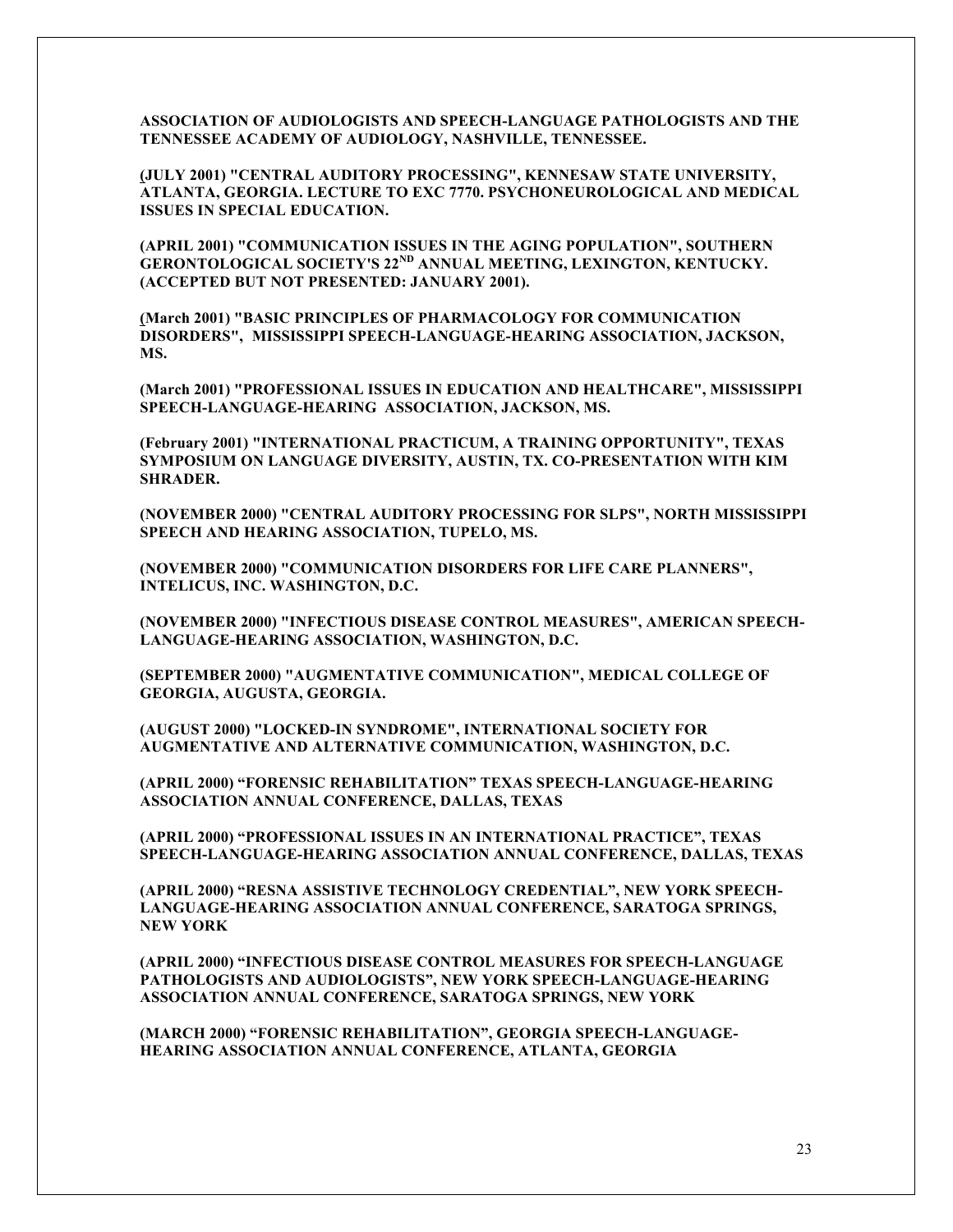**ASSOCIATION OF AUDIOLOGISTS AND SPEECH-LANGUAGE PATHOLOGISTS AND THE TENNESSEE ACADEMY OF AUDIOLOGY, NASHVILLE, TENNESSEE.**

**(JULY 2001) "CENTRAL AUDITORY PROCESSING", KENNESAW STATE UNIVERSITY, ATLANTA, GEORGIA. LECTURE TO EXC 7770. PSYCHONEUROLOGICAL AND MEDICAL ISSUES IN SPECIAL EDUCATION.**

**(APRIL 2001) "COMMUNICATION ISSUES IN THE AGING POPULATION", SOUTHERN GERONTOLOGICAL SOCIETY'S 22ND ANNUAL MEETING, LEXINGTON, KENTUCKY. (ACCEPTED BUT NOT PRESENTED: JANUARY 2001).**

**(March 2001) "BASIC PRINCIPLES OF PHARMACOLOGY FOR COMMUNICATION DISORDERS", MISSISSIPPI SPEECH-LANGUAGE-HEARING ASSOCIATION, JACKSON, MS.**

**(March 2001) "PROFESSIONAL ISSUES IN EDUCATION AND HEALTHCARE", MISSISSIPPI SPEECH-LANGUAGE-HEARING ASSOCIATION, JACKSON, MS.**

**(February 2001) "INTERNATIONAL PRACTICUM, A TRAINING OPPORTUNITY", TEXAS SYMPOSIUM ON LANGUAGE DIVERSITY, AUSTIN, TX. CO-PRESENTATION WITH KIM SHRADER.**

**(NOVEMBER 2000) "CENTRAL AUDITORY PROCESSING FOR SLPS", NORTH MISSISSIPPI SPEECH AND HEARING ASSOCIATION, TUPELO, MS.**

**(NOVEMBER 2000) "COMMUNICATION DISORDERS FOR LIFE CARE PLANNERS", INTELICUS, INC. WASHINGTON, D.C.**

**(NOVEMBER 2000) "INFECTIOUS DISEASE CONTROL MEASURES", AMERICAN SPEECH-LANGUAGE-HEARING ASSOCIATION, WASHINGTON, D.C.**

**(SEPTEMBER 2000) "AUGMENTATIVE COMMUNICATION", MEDICAL COLLEGE OF GEORGIA, AUGUSTA, GEORGIA.**

**(AUGUST 2000) "LOCKED-IN SYNDROME", INTERNATIONAL SOCIETY FOR AUGMENTATIVE AND ALTERNATIVE COMMUNICATION, WASHINGTON, D.C.**

**(APRIL 2000) "FORENSIC REHABILITATION" TEXAS SPEECH-LANGUAGE-HEARING ASSOCIATION ANNUAL CONFERENCE, DALLAS, TEXAS**

**(APRIL 2000) "PROFESSIONAL ISSUES IN AN INTERNATIONAL PRACTICE", TEXAS SPEECH-LANGUAGE-HEARING ASSOCIATION ANNUAL CONFERENCE, DALLAS, TEXAS**

**(APRIL 2000) "RESNA ASSISTIVE TECHNOLOGY CREDENTIAL", NEW YORK SPEECH-LANGUAGE-HEARING ASSOCIATION ANNUAL CONFERENCE, SARATOGA SPRINGS, NEW YORK**

**(APRIL 2000) "INFECTIOUS DISEASE CONTROL MEASURES FOR SPEECH-LANGUAGE PATHOLOGISTS AND AUDIOLOGISTS", NEW YORK SPEECH-LANGUAGE-HEARING ASSOCIATION ANNUAL CONFERENCE, SARATOGA SPRINGS, NEW YORK**

**(MARCH 2000) "FORENSIC REHABILITATION", GEORGIA SPEECH-LANGUAGE-HEARING ASSOCIATION ANNUAL CONFERENCE, ATLANTA, GEORGIA**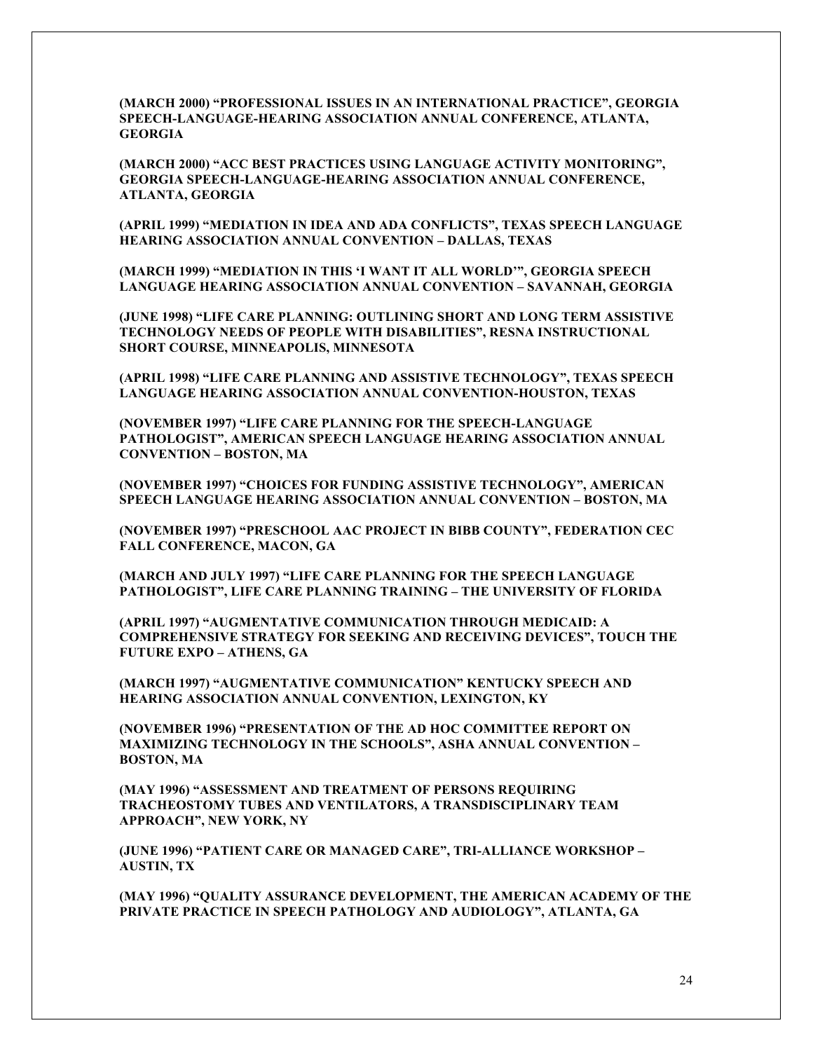**(MARCH 2000) "PROFESSIONAL ISSUES IN AN INTERNATIONAL PRACTICE", GEORGIA SPEECH-LANGUAGE-HEARING ASSOCIATION ANNUAL CONFERENCE, ATLANTA, GEORGIA**

**(MARCH 2000) "ACC BEST PRACTICES USING LANGUAGE ACTIVITY MONITORING", GEORGIA SPEECH-LANGUAGE-HEARING ASSOCIATION ANNUAL CONFERENCE, ATLANTA, GEORGIA**

**(APRIL 1999) "MEDIATION IN IDEA AND ADA CONFLICTS", TEXAS SPEECH LANGUAGE HEARING ASSOCIATION ANNUAL CONVENTION – DALLAS, TEXAS**

**(MARCH 1999) "MEDIATION IN THIS 'I WANT IT ALL WORLD'", GEORGIA SPEECH LANGUAGE HEARING ASSOCIATION ANNUAL CONVENTION – SAVANNAH, GEORGIA**

**(JUNE 1998) "LIFE CARE PLANNING: OUTLINING SHORT AND LONG TERM ASSISTIVE TECHNOLOGY NEEDS OF PEOPLE WITH DISABILITIES", RESNA INSTRUCTIONAL SHORT COURSE, MINNEAPOLIS, MINNESOTA**

**(APRIL 1998) "LIFE CARE PLANNING AND ASSISTIVE TECHNOLOGY", TEXAS SPEECH LANGUAGE HEARING ASSOCIATION ANNUAL CONVENTION-HOUSTON, TEXAS**

**(NOVEMBER 1997) "LIFE CARE PLANNING FOR THE SPEECH-LANGUAGE PATHOLOGIST", AMERICAN SPEECH LANGUAGE HEARING ASSOCIATION ANNUAL CONVENTION – BOSTON, MA**

**(NOVEMBER 1997) "CHOICES FOR FUNDING ASSISTIVE TECHNOLOGY", AMERICAN SPEECH LANGUAGE HEARING ASSOCIATION ANNUAL CONVENTION – BOSTON, MA**

**(NOVEMBER 1997) "PRESCHOOL AAC PROJECT IN BIBB COUNTY", FEDERATION CEC FALL CONFERENCE, MACON, GA**

**(MARCH AND JULY 1997) "LIFE CARE PLANNING FOR THE SPEECH LANGUAGE PATHOLOGIST", LIFE CARE PLANNING TRAINING – THE UNIVERSITY OF FLORIDA**

**(APRIL 1997) "AUGMENTATIVE COMMUNICATION THROUGH MEDICAID: A COMPREHENSIVE STRATEGY FOR SEEKING AND RECEIVING DEVICES", TOUCH THE FUTURE EXPO – ATHENS, GA**

**(MARCH 1997) "AUGMENTATIVE COMMUNICATION" KENTUCKY SPEECH AND HEARING ASSOCIATION ANNUAL CONVENTION, LEXINGTON, KY**

**(NOVEMBER 1996) "PRESENTATION OF THE AD HOC COMMITTEE REPORT ON MAXIMIZING TECHNOLOGY IN THE SCHOOLS", ASHA ANNUAL CONVENTION – BOSTON, MA**

**(MAY 1996) "ASSESSMENT AND TREATMENT OF PERSONS REQUIRING TRACHEOSTOMY TUBES AND VENTILATORS, A TRANSDISCIPLINARY TEAM APPROACH", NEW YORK, NY**

**(JUNE 1996) "PATIENT CARE OR MANAGED CARE", TRI-ALLIANCE WORKSHOP – AUSTIN, TX**

**(MAY 1996) "QUALITY ASSURANCE DEVELOPMENT, THE AMERICAN ACADEMY OF THE PRIVATE PRACTICE IN SPEECH PATHOLOGY AND AUDIOLOGY", ATLANTA, GA**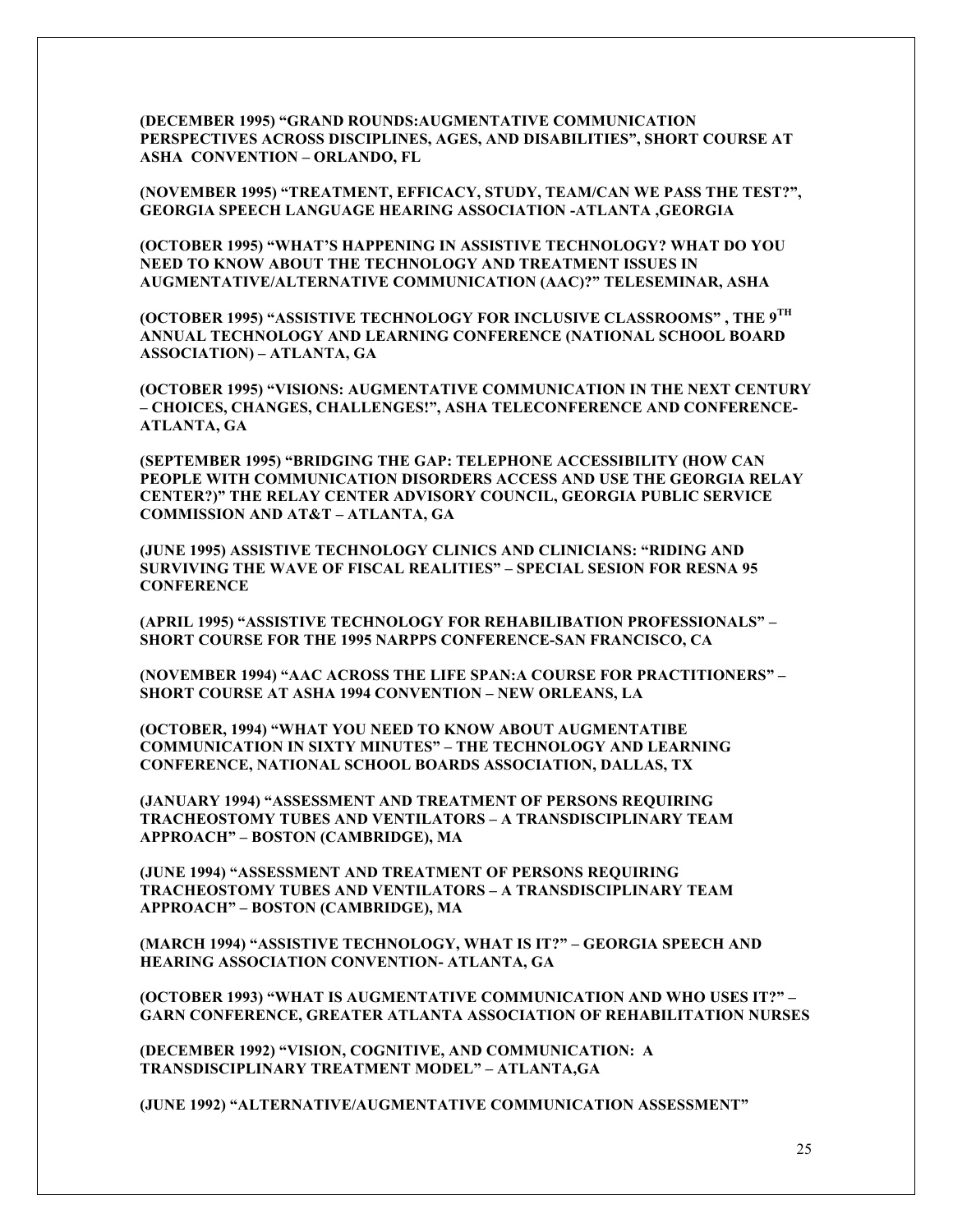**(DECEMBER 1995) "GRAND ROUNDS:AUGMENTATIVE COMMUNICATION PERSPECTIVES ACROSS DISCIPLINES, AGES, AND DISABILITIES", SHORT COURSE AT ASHA CONVENTION – ORLANDO, FL**

**(NOVEMBER 1995) "TREATMENT, EFFICACY, STUDY, TEAM/CAN WE PASS THE TEST?", GEORGIA SPEECH LANGUAGE HEARING ASSOCIATION -ATLANTA ,GEORGIA**

**(OCTOBER 1995) "WHAT'S HAPPENING IN ASSISTIVE TECHNOLOGY? WHAT DO YOU NEED TO KNOW ABOUT THE TECHNOLOGY AND TREATMENT ISSUES IN AUGMENTATIVE/ALTERNATIVE COMMUNICATION (AAC)?" TELESEMINAR, ASHA**

**(OCTOBER 1995) "ASSISTIVE TECHNOLOGY FOR INCLUSIVE CLASSROOMS" , THE 9TH ANNUAL TECHNOLOGY AND LEARNING CONFERENCE (NATIONAL SCHOOL BOARD ASSOCIATION) – ATLANTA, GA**

**(OCTOBER 1995) "VISIONS: AUGMENTATIVE COMMUNICATION IN THE NEXT CENTURY – CHOICES, CHANGES, CHALLENGES!", ASHA TELECONFERENCE AND CONFERENCE- ATLANTA, GA**

**(SEPTEMBER 1995) "BRIDGING THE GAP: TELEPHONE ACCESSIBILITY (HOW CAN PEOPLE WITH COMMUNICATION DISORDERS ACCESS AND USE THE GEORGIA RELAY CENTER?)" THE RELAY CENTER ADVISORY COUNCIL, GEORGIA PUBLIC SERVICE COMMISSION AND AT&T – ATLANTA, GA**

**(JUNE 1995) ASSISTIVE TECHNOLOGY CLINICS AND CLINICIANS: "RIDING AND SURVIVING THE WAVE OF FISCAL REALITIES" – SPECIAL SESION FOR RESNA 95 CONFERENCE**

**(APRIL 1995) "ASSISTIVE TECHNOLOGY FOR REHABILIBATION PROFESSIONALS" – SHORT COURSE FOR THE 1995 NARPPS CONFERENCE-SAN FRANCISCO, CA**

**(NOVEMBER 1994) "AAC ACROSS THE LIFE SPAN:A COURSE FOR PRACTITIONERS" – SHORT COURSE AT ASHA 1994 CONVENTION – NEW ORLEANS, LA**

**(OCTOBER, 1994) "WHAT YOU NEED TO KNOW ABOUT AUGMENTATIBE COMMUNICATION IN SIXTY MINUTES" – THE TECHNOLOGY AND LEARNING CONFERENCE, NATIONAL SCHOOL BOARDS ASSOCIATION, DALLAS, TX**

**(JANUARY 1994) "ASSESSMENT AND TREATMENT OF PERSONS REQUIRING TRACHEOSTOMY TUBES AND VENTILATORS – A TRANSDISCIPLINARY TEAM APPROACH" – BOSTON (CAMBRIDGE), MA**

**(JUNE 1994) "ASSESSMENT AND TREATMENT OF PERSONS REQUIRING TRACHEOSTOMY TUBES AND VENTILATORS – A TRANSDISCIPLINARY TEAM APPROACH" – BOSTON (CAMBRIDGE), MA**

**(MARCH 1994) "ASSISTIVE TECHNOLOGY, WHAT IS IT?" – GEORGIA SPEECH AND HEARING ASSOCIATION CONVENTION- ATLANTA, GA**

**(OCTOBER 1993) "WHAT IS AUGMENTATIVE COMMUNICATION AND WHO USES IT?" – GARN CONFERENCE, GREATER ATLANTA ASSOCIATION OF REHABILITATION NURSES**

**(DECEMBER 1992) "VISION, COGNITIVE, AND COMMUNICATION: A TRANSDISCIPLINARY TREATMENT MODEL" – ATLANTA,GA**

**(JUNE 1992) "ALTERNATIVE/AUGMENTATIVE COMMUNICATION ASSESSMENT"**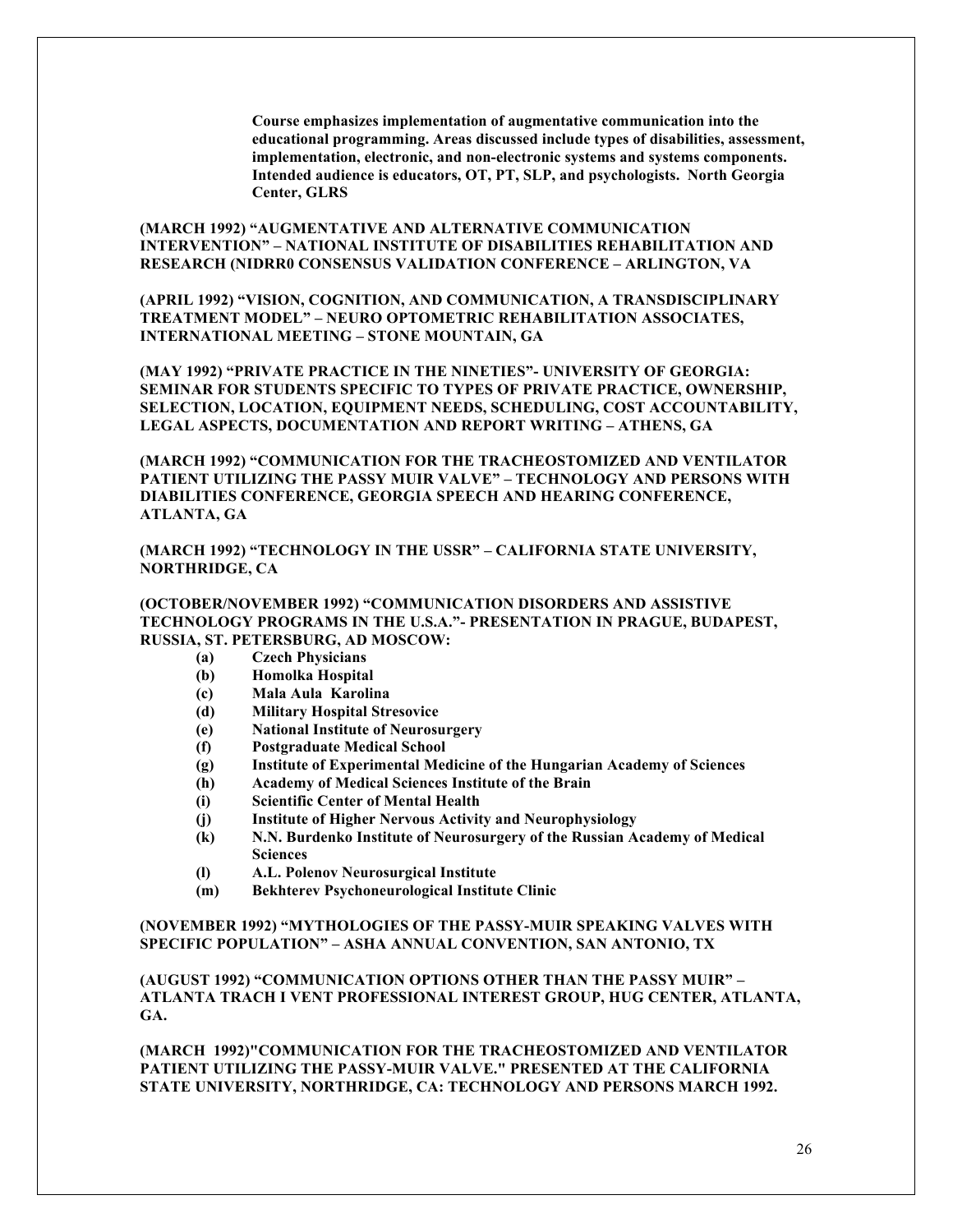**Course emphasizes implementation of augmentative communication into the educational programming. Areas discussed include types of disabilities, assessment, implementation, electronic, and non-electronic systems and systems components. Intended audience is educators, OT, PT, SLP, and psychologists. North Georgia Center, GLRS**

**(MARCH 1992) "AUGMENTATIVE AND ALTERNATIVE COMMUNICATION INTERVENTION" – NATIONAL INSTITUTE OF DISABILITIES REHABILITATION AND RESEARCH (NIDRR0 CONSENSUS VALIDATION CONFERENCE – ARLINGTON, VA**

**(APRIL 1992) "VISION, COGNITION, AND COMMUNICATION, A TRANSDISCIPLINARY TREATMENT MODEL" – NEURO OPTOMETRIC REHABILITATION ASSOCIATES, INTERNATIONAL MEETING – STONE MOUNTAIN, GA**

**(MAY 1992) "PRIVATE PRACTICE IN THE NINETIES"- UNIVERSITY OF GEORGIA: SEMINAR FOR STUDENTS SPECIFIC TO TYPES OF PRIVATE PRACTICE, OWNERSHIP, SELECTION, LOCATION, EQUIPMENT NEEDS, SCHEDULING, COST ACCOUNTABILITY, LEGAL ASPECTS, DOCUMENTATION AND REPORT WRITING – ATHENS, GA**

**(MARCH 1992) "COMMUNICATION FOR THE TRACHEOSTOMIZED AND VENTILATOR PATIENT UTILIZING THE PASSY MUIR VALVE" – TECHNOLOGY AND PERSONS WITH DIABILITIES CONFERENCE, GEORGIA SPEECH AND HEARING CONFERENCE, ATLANTA, GA**

**(MARCH 1992) "TECHNOLOGY IN THE USSR" – CALIFORNIA STATE UNIVERSITY, NORTHRIDGE, CA**

**(OCTOBER/NOVEMBER 1992) "COMMUNICATION DISORDERS AND ASSISTIVE TECHNOLOGY PROGRAMS IN THE U.S.A."- PRESENTATION IN PRAGUE, BUDAPEST, RUSSIA, ST. PETERSBURG, AD MOSCOW:**

- **(a) Czech Physicians**
- **(b) Homolka Hospital**
- **(c) Mala Aula Karolina**
- **(d) Military Hospital Stresovice**
- **(e) National Institute of Neurosurgery**
- **(f) Postgraduate Medical School**
- **(g) Institute of Experimental Medicine of the Hungarian Academy of Sciences**
- **(h) Academy of Medical Sciences Institute of the Brain**
- **(i) Scientific Center of Mental Health**
- **(j) Institute of Higher Nervous Activity and Neurophysiology**
- **(k) N.N. Burdenko Institute of Neurosurgery of the Russian Academy of Medical Sciences**
- **(l) A.L. Polenov Neurosurgical Institute**
- **(m) Bekhterev Psychoneurological Institute Clinic**

**(NOVEMBER 1992) "MYTHOLOGIES OF THE PASSY-MUIR SPEAKING VALVES WITH SPECIFIC POPULATION" – ASHA ANNUAL CONVENTION, SAN ANTONIO, TX**

**(AUGUST 1992) "COMMUNICATION OPTIONS OTHER THAN THE PASSY MUIR" – ATLANTA TRACH I VENT PROFESSIONAL INTEREST GROUP, HUG CENTER, ATLANTA, GA.**

**(MARCH 1992)"COMMUNICATION FOR THE TRACHEOSTOMIZED AND VENTILATOR PATIENT UTILIZING THE PASSY-MUIR VALVE." PRESENTED AT THE CALIFORNIA STATE UNIVERSITY, NORTHRIDGE, CA: TECHNOLOGY AND PERSONS MARCH 1992.**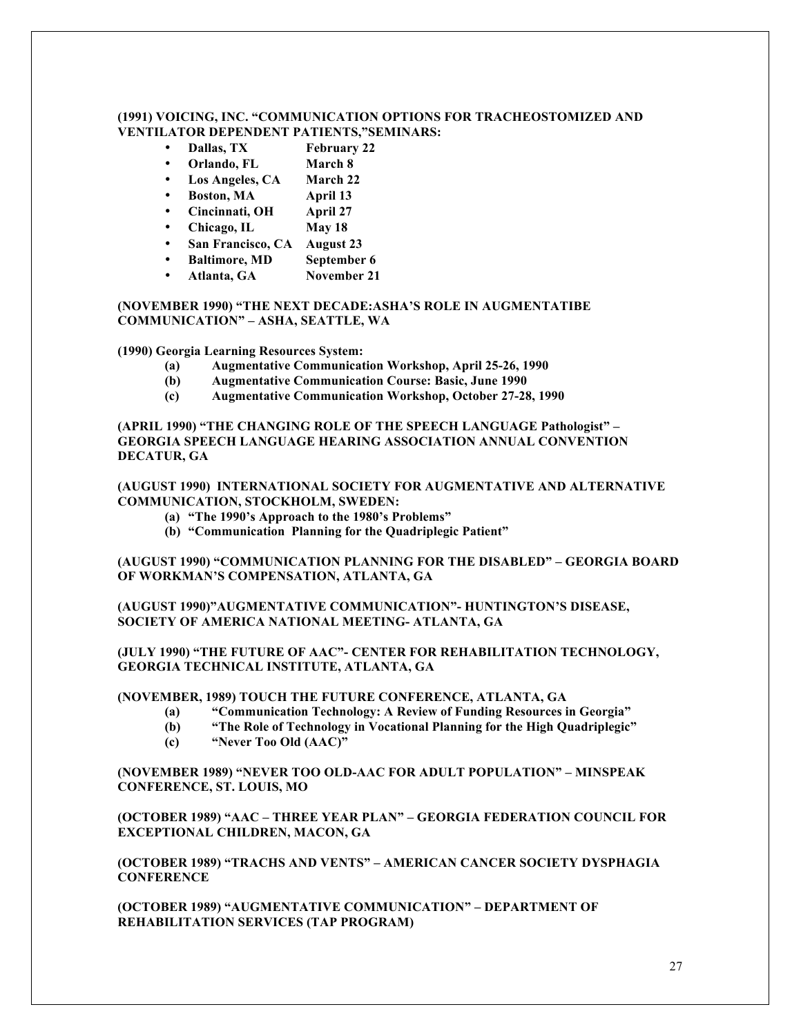**(1991) VOICING, INC. "COMMUNICATION OPTIONS FOR TRACHEOSTOMIZED AND VENTILATOR DEPENDENT PATIENTS,"SEMINARS:**

- **Dallas, TX February 22**
- **Orlando, FL March 8**
- **Los Angeles, CA March 22**
- **Boston, MA April 13**
- **Cincinnati, OH April 27**
- **Chicago, IL May 18**
- **San Francisco, CA August 23**
- **Baltimore, MD September 6**
- **Atlanta, GA November 21**

**(NOVEMBER 1990) "THE NEXT DECADE:ASHA'S ROLE IN AUGMENTATIBE COMMUNICATION" – ASHA, SEATTLE, WA**

**(1990) Georgia Learning Resources System:**

**(a) Augmentative Communication Workshop, April 25-26, 1990**
**(b) Augmentative Communication Course: Basic, June 1990**
**(c) Augmentative Communication Workshop, October 27-28, 1990**

**(APRIL 1990) "THE CHANGING ROLE OF THE SPEECH LANGUAGE Pathologist" – GEORGIA SPEECH LANGUAGE HEARING ASSOCIATION ANNUAL CONVENTION DECATUR, GA**

**(AUGUST 1990) INTERNATIONAL SOCIETY FOR AUGMENTATIVE AND ALTERNATIVE COMMUNICATION, STOCKHOLM, SWEDEN:**

**(a) "The 1990's Approach to the 1980's Problems"**
**(b) "Communication Planning for the Quadriplegic Patient"**

**(AUGUST 1990) "COMMUNICATION PLANNING FOR THE DISABLED" – GEORGIA BOARD OF WORKMAN'S COMPENSATION, ATLANTA, GA**

**(AUGUST 1990)"AUGMENTATIVE COMMUNICATION"- HUNTINGTON'S DISEASE, SOCIETY OF AMERICA NATIONAL MEETING- ATLANTA, GA**

**(JULY 1990) "THE FUTURE OF AAC"- CENTER FOR REHABILITATION TECHNOLOGY, GEORGIA TECHNICAL INSTITUTE, ATLANTA, GA**

**(NOVEMBER, 1989) TOUCH THE FUTURE CONFERENCE, ATLANTA, GA**

**(a) "Communication Technology: A Review of Funding Resources in Georgia"**
**(b) "The Role of Technology in Vocational Planning for the High Quadriplegic"**
**(c) "Never Too Old (AAC)"**

**(NOVEMBER 1989) "NEVER TOO OLD-AAC FOR ADULT POPULATION" – MINSPEAK CONFERENCE, ST. LOUIS, MO**

**(OCTOBER 1989) "AAC – THREE YEAR PLAN" – GEORGIA FEDERATION COUNCIL FOR EXCEPTIONAL CHILDREN, MACON, GA**

**(OCTOBER 1989) "TRACHS AND VENTS" – AMERICAN CANCER SOCIETY DYSPHAGIA CONFERENCE**

**(OCTOBER 1989) "AUGMENTATIVE COMMUNICATION" – DEPARTMENT OF REHABILITATION SERVICES (TAP PROGRAM)**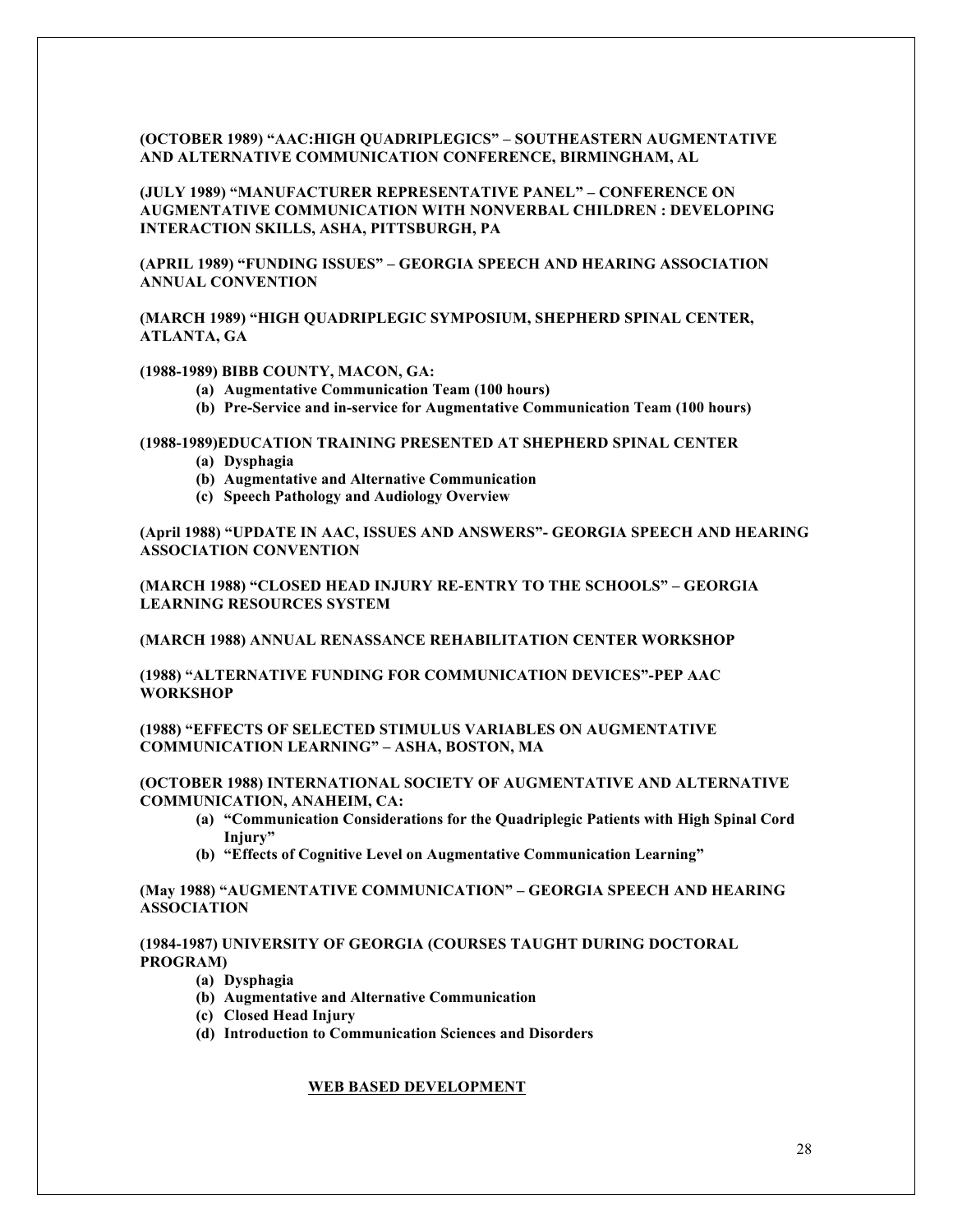**(OCTOBER 1989) "AAC:HIGH QUADRIPLEGICS" – SOUTHEASTERN AUGMENTATIVE AND ALTERNATIVE COMMUNICATION CONFERENCE, BIRMINGHAM, AL**

**(JULY 1989) "MANUFACTURER REPRESENTATIVE PANEL" – CONFERENCE ON AUGMENTATIVE COMMUNICATION WITH NONVERBAL CHILDREN : DEVELOPING INTERACTION SKILLS, ASHA, PITTSBURGH, PA**

**(APRIL 1989) "FUNDING ISSUES" – GEORGIA SPEECH AND HEARING ASSOCIATION ANNUAL CONVENTION**

**(MARCH 1989) "HIGH QUADRIPLEGIC SYMPOSIUM, SHEPHERD SPINAL CENTER, ATLANTA, GA**

**(1988-1989) BIBB COUNTY, MACON, GA:**

- **(a) Augmentative Communication Team (100 hours)**
- **(b) Pre-Service and in-service for Augmentative Communication Team (100 hours)**

**(1988-1989)EDUCATION TRAINING PRESENTED AT SHEPHERD SPINAL CENTER**

- **(a) Dysphagia**
- **(b) Augmentative and Alternative Communication**
- **(c) Speech Pathology and Audiology Overview**

**(April 1988) "UPDATE IN AAC, ISSUES AND ANSWERS"- GEORGIA SPEECH AND HEARING ASSOCIATION CONVENTION**

**(MARCH 1988) "CLOSED HEAD INJURY RE-ENTRY TO THE SCHOOLS" – GEORGIA LEARNING RESOURCES SYSTEM**

**(MARCH 1988) ANNUAL RENASSANCE REHABILITATION CENTER WORKSHOP**

**(1988) "ALTERNATIVE FUNDING FOR COMMUNICATION DEVICES"-PEP AAC WORKSHOP**

**(1988) "EFFECTS OF SELECTED STIMULUS VARIABLES ON AUGMENTATIVE COMMUNICATION LEARNING" – ASHA, BOSTON, MA**

**(OCTOBER 1988) INTERNATIONAL SOCIETY OF AUGMENTATIVE AND ALTERNATIVE COMMUNICATION, ANAHEIM, CA:**

- **(a) "Communication Considerations for the Quadriplegic Patients with High Spinal Cord Injury"**
- **(b) "Effects of Cognitive Level on Augmentative Communication Learning"**

**(May 1988) "AUGMENTATIVE COMMUNICATION" – GEORGIA SPEECH AND HEARING ASSOCIATION**

**(1984-1987) UNIVERSITY OF GEORGIA (COURSES TAUGHT DURING DOCTORAL PROGRAM)**

- **(a) Dysphagia**
- **(b) Augmentative and Alternative Communication**
- **(c) Closed Head Injury**
- **(d) Introduction to Communication Sciences and Disorders**

## WEB BASED DEVELOPMENT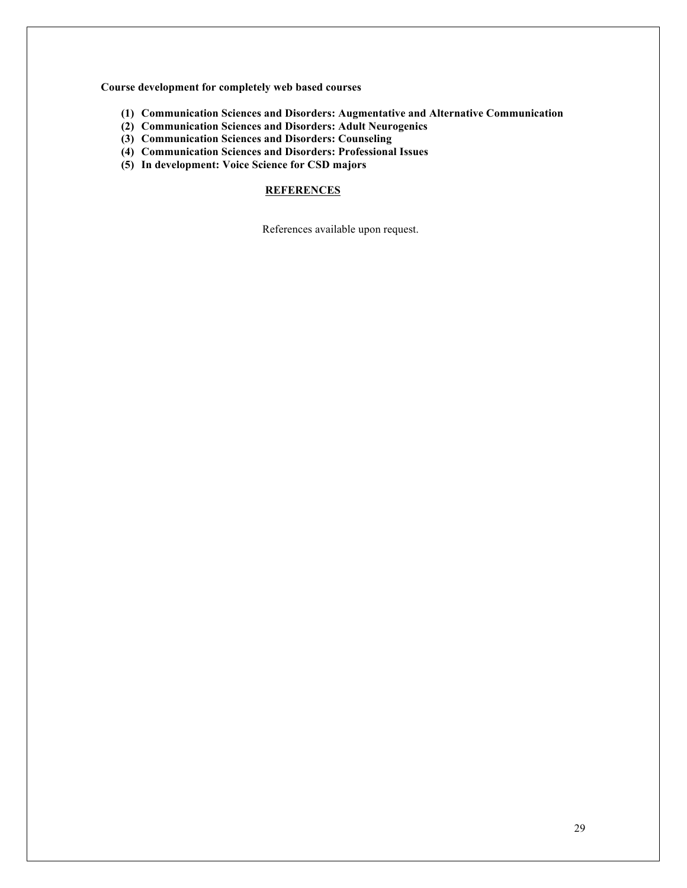**Course development for completely web based courses**

1. **Communication Sciences and Disorders: Augmentative and Alternative Communication**
2. **Communication Sciences and Disorders: Adult Neurogenics**
3. **Communication Sciences and Disorders: Counseling**
4. **Communication Sciences and Disorders: Professional Issues**
5. **In development: Voice Science for CSD majors**

## REFERENCES

References available upon request.